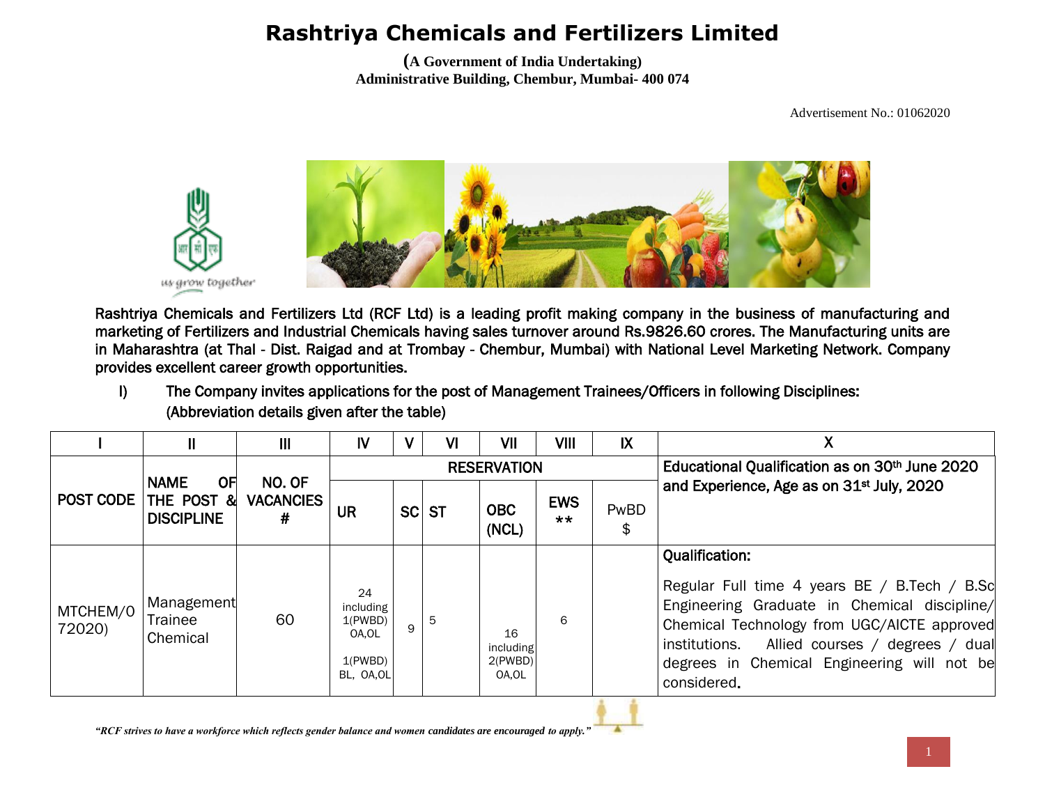# Rashtriya Chemicals and Fertilizers Limited

**(A Government of India Undertaking)**
**Administrative Building, Chembur, Mumbai- 400 074**

Advertisement No.: 01062020

Rashtriya Chemicals and Fertilizers Ltd (RCF Ltd) is a leading profit making company in the business of manufacturing and marketing of Fertilizers and Industrial Chemicals having sales turnover around Rs.9826.60 crores. The Manufacturing units are in Maharashtra (at Thal - Dist. Raigad and at Trombay - Chembur, Mumbai) with National Level Marketing Network. Company provides excellent career growth opportunities.

I) The Company invites applications for the post of Management Trainees/Officers in following Disciplines: (Abbreviation details given after the table)

| I | II | III | IV | V | VI | VII | VIII | IX | X |
|---|---|---|---|---|---|---|---|---|---|
| POST CODE | NAME OF THE POST & DISCIPLINE | NO. OF VACANCIES # | RESERVATION | | | | | | Educational Qualification as on 30th June 2020 and Experience, Age as on 31st July, 2020 |
| | | | UR | SC | ST | OBC (NCL) | EWS ** | PwBD $ | |
| MTCHEM/072020) | Management Trainee Chemical | 60 | 24 including 1(PWBD) OA,OL 1(PWBD) BL, OA,OL | 9 | 5 | 16 including 2(PWBD) OA,OL | 6 | | **Qualification:** Regular Full time 4 years BE / B.Tech / B.Sc Engineering Graduate in Chemical discipline/ Chemical Technology from UGC/AICTE approved institutions. Allied courses / degrees / dual degrees in Chemical Engineering will not be considered. |

*"RCF strives to have a workforce which reflects gender balance and women candidates are encouraged to apply."*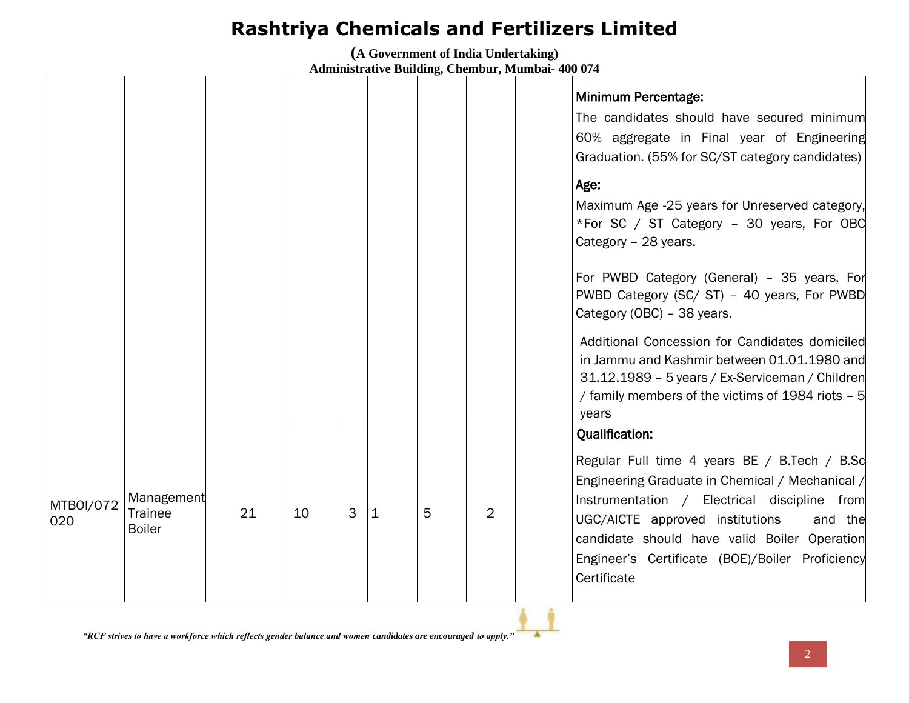# Rashtriya Chemicals and Fertilizers Limited

**(A Government of India Undertaking)**
**Administrative Building, Chembur, Mumbai- 400 074**

| | | | | | | | | | |
|---|---|---|---|---|---|---|---|---|---|
| | | | | | | | | | **Minimum Percentage:** The candidates should have secured minimum 60% aggregate in Final year of Engineering Graduation. (55% for SC/ST category candidates) **Age:** Maximum Age -25 years for Unreserved category, *For SC / ST Category – 30 years, For OBC Category – 28 years. For PWBD Category (General) – 35 years, For PWBD Category (SC/ ST) – 40 years, For PWBD Category (OBC) – 38 years. Additional Concession for Candidates domiciled in Jammu and Kashmir between 01.01.1980 and 31.12.1989 – 5 years / Ex-Serviceman / Children / family members of the victims of 1984 riots – 5 years |
| MTBOI/072020 | Management Trainee Boiler | 21 | 10 | 3 | 1 | 5 | 2 | | **Qualification:** Regular Full time 4 years BE / B.Tech / B.Sc Engineering Graduate in Chemical / Mechanical / Instrumentation / Electrical discipline from UGC/AICTE approved institutions and the candidate should have valid Boiler Operation Engineer's Certificate (BOE)/Boiler Proficiency Certificate |

*"RCF strives to have a workforce which reflects gender balance and women candidates are encouraged to apply."*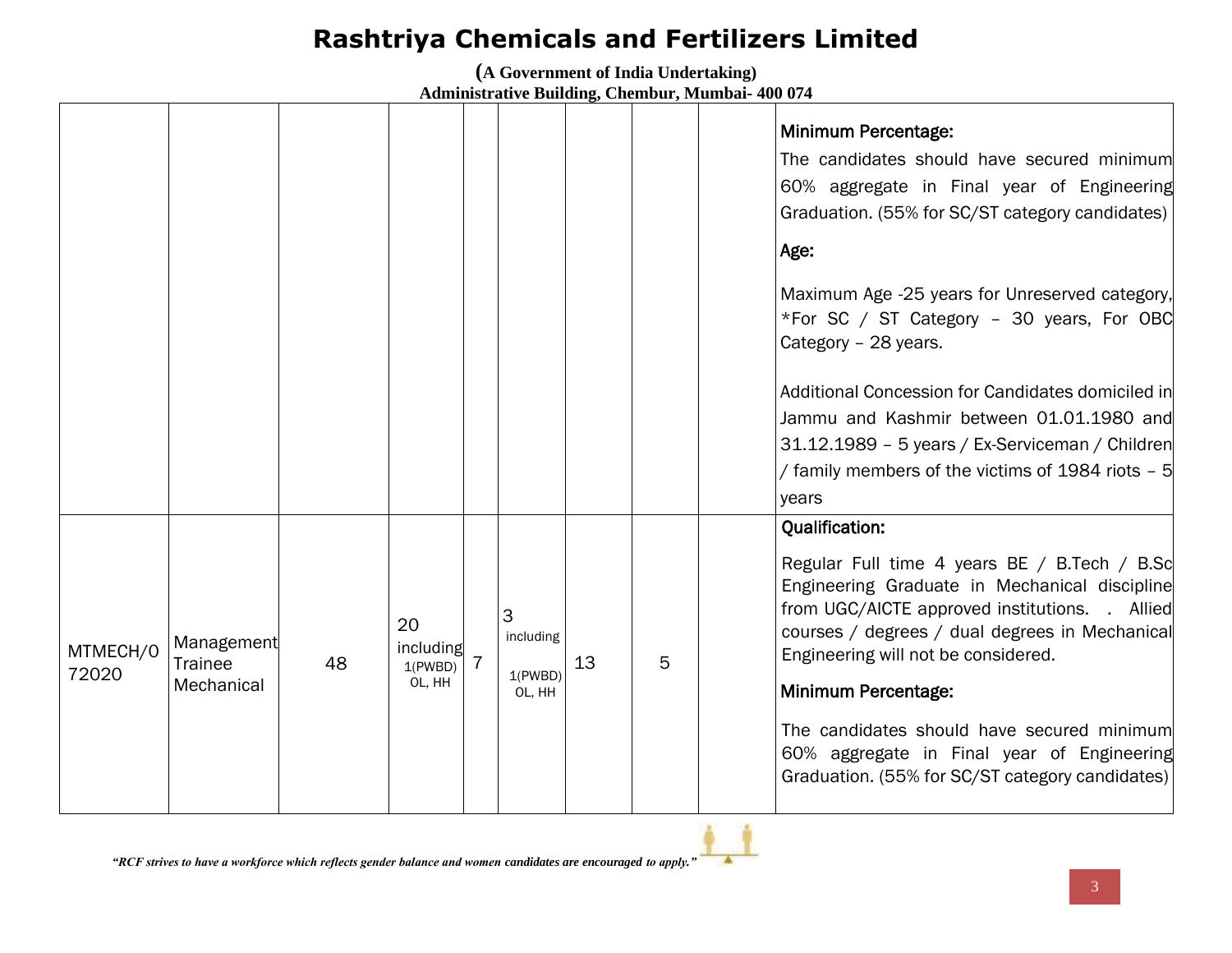# Rashtriya Chemicals and Fertilizers Limited

**(A Government of India Undertaking)**
**Administrative Building, Chembur, Mumbai- 400 074**

| | | | | | | | | | |
|---|---|---|---|---|---|---|---|---|---|
| | | | | | | | | | Minimum Percentage:<br>The candidates should have secured minimum 60% aggregate in Final year of Engineering Graduation. (55% for SC/ST category candidates)<br>**Age:**<br>Maximum Age -25 years for Unreserved category, *For SC / ST Category – 30 years, For OBC Category – 28 years.<br><br>Additional Concession for Candidates domiciled in Jammu and Kashmir between 01.01.1980 and 31.12.1989 – 5 years / Ex-Serviceman / Children / family members of the victims of 1984 riots – 5 years |
| MTMECH/072020 | Management Trainee Mechanical | 48 | 20 including 1(PWBD) OL, HH | 7 | 3 including 1(PWBD) OL, HH | 13 | 5 | | Qualification:<br>Regular Full time 4 years BE / B.Tech / B.Sc Engineering Graduate in Mechanical discipline from UGC/AICTE approved institutions. . Allied courses / degrees / dual degrees in Mechanical Engineering will not be considered.<br>Minimum Percentage:<br>The candidates should have secured minimum 60% aggregate in Final year of Engineering Graduation. (55% for SC/ST category candidates) |

*"RCF strives to have a workforce which reflects gender balance and women candidates are encouraged to apply."*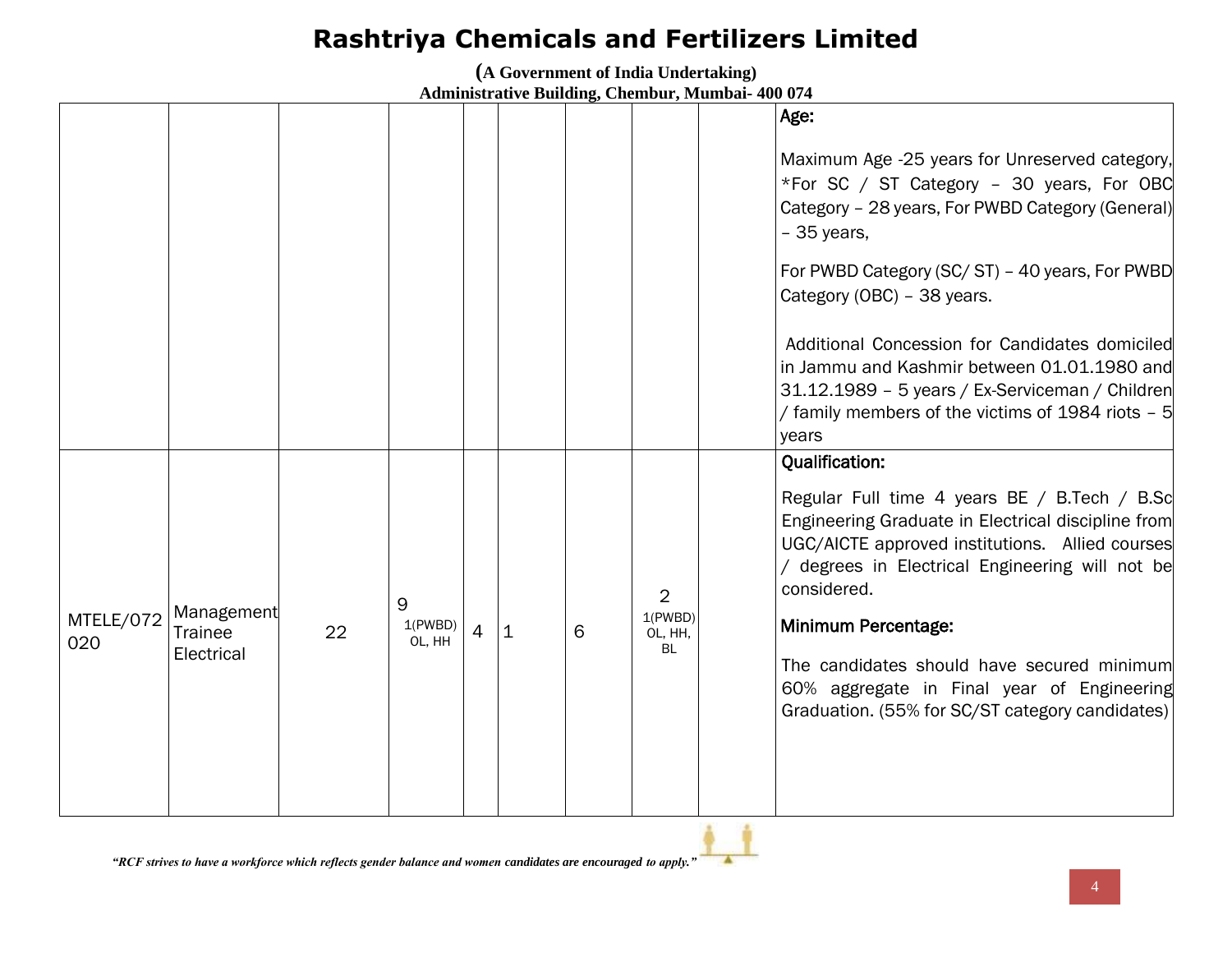# Rashtriya Chemicals and Fertilizers Limited

**(A Government of India Undertaking)**
**Administrative Building, Chembur, Mumbai- 400 074**

| | | | | | | | | | |
|---|---|---|---|---|---|---|---|---|---|
| | | | | | | | | | Age:<br><br>Maximum Age -25 years for Unreserved category, *For SC / ST Category – 30 years, For OBC Category – 28 years, For PWBD Category (General) – 35 years,<br><br>For PWBD Category (SC/ ST) – 40 years, For PWBD Category (OBC) – 38 years.<br><br>Additional Concession for Candidates domiciled in Jammu and Kashmir between 01.01.1980 and 31.12.1989 – 5 years / Ex-Serviceman / Children / family members of the victims of 1984 riots – 5 years |
| MTELE/072020 | Management Trainee Electrical | 22 | 9<br>1(PWBD) OL, HH | 4 | 1 | 6 | 2<br>1(PWBD) OL, HH, BL | | Qualification:<br><br>Regular Full time 4 years BE / B.Tech / B.Sc Engineering Graduate in Electrical discipline from UGC/AICTE approved institutions. Allied courses / degrees in Electrical Engineering will not be considered.<br><br>Minimum Percentage:<br><br>The candidates should have secured minimum 60% aggregate in Final year of Engineering Graduation. (55% for SC/ST category candidates) |

*"RCF strives to have a workforce which reflects gender balance and women candidates are encouraged to apply."*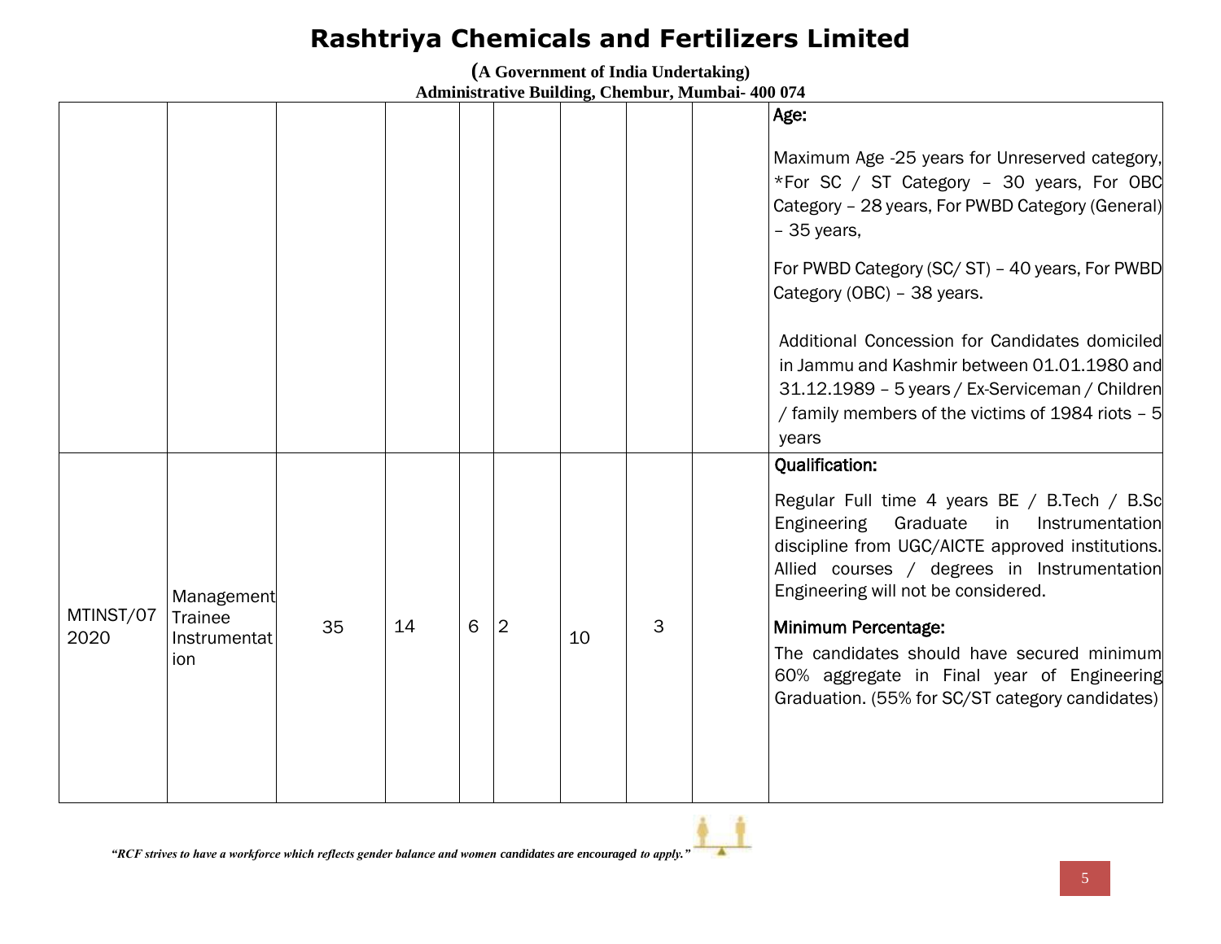# Rashtriya Chemicals and Fertilizers Limited

**(A Government of India Undertaking)**
**Administrative Building, Chembur, Mumbai- 400 074**

| | | | | | | | | | |
|---|---|---|---|---|---|---|---|---|---|
| | | | | | | | | | Age:<br><br>Maximum Age -25 years for Unreserved category, *For SC / ST Category – 30 years, For OBC Category – 28 years, For PWBD Category (General) – 35 years,<br><br>For PWBD Category (SC/ ST) – 40 years, For PWBD Category (OBC) – 38 years.<br><br>Additional Concession for Candidates domiciled in Jammu and Kashmir between 01.01.1980 and 31.12.1989 – 5 years / Ex-Serviceman / Children / family members of the victims of 1984 riots – 5 years |
| MTINST/07 2020 | Management Trainee Instrumentation | 35 | 14 | 6 | 2 | 10 | 3 | | Qualification:<br><br>Regular Full time 4 years BE / B.Tech / B.Sc Engineering Graduate in Instrumentation discipline from UGC/AICTE approved institutions. Allied courses / degrees in Instrumentation Engineering will not be considered.<br><br>Minimum Percentage:<br>The candidates should have secured minimum 60% aggregate in Final year of Engineering Graduation. (55% for SC/ST category candidates) |

*"RCF strives to have a workforce which reflects gender balance and women candidates are encouraged to apply."*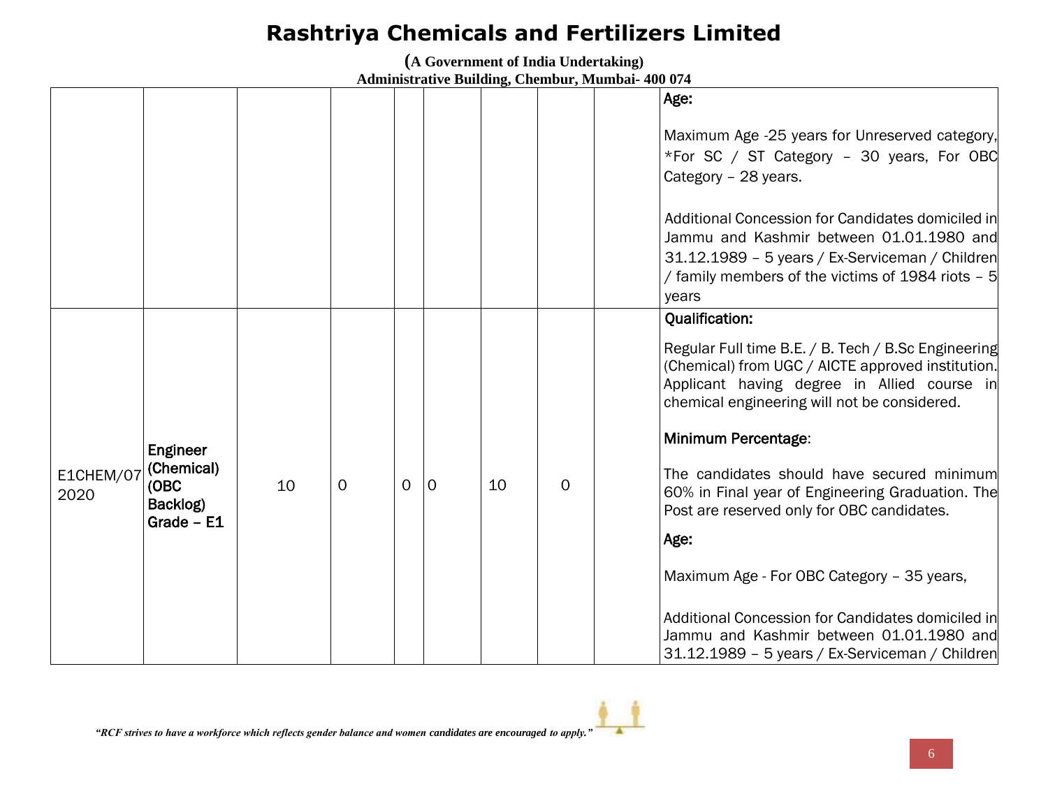# Rashtriya Chemicals and Fertilizers Limited

**(A Government of India Undertaking)**
**Administrative Building, Chembur, Mumbai- 400 074**

| | | | | | | | | | |
|---|---|---|---|---|---|---|---|---|---|
| | | | | | | | | | **Age:**<br><br>Maximum Age -25 years for Unreserved category, *For SC / ST Category – 30 years, For OBC Category – 28 years.<br><br>Additional Concession for Candidates domiciled in Jammu and Kashmir between 01.01.1980 and 31.12.1989 – 5 years / Ex-Serviceman / Children / family members of the victims of 1984 riots – 5 years |
| E1CHEM/07 2020 | **Engineer (Chemical) (OBC Backlog) Grade – E1** | 10 | 0 | 0 | 0 | 10 | 0 | | **Qualification:**<br><br>Regular Full time B.E. / B. Tech / B.Sc Engineering (Chemical) from UGC / AICTE approved institution. Applicant having degree in Allied course in chemical engineering will not be considered.<br><br>**Minimum Percentage**:<br><br>The candidates should have secured minimum 60% in Final year of Engineering Graduation. The Post are reserved only for OBC candidates.<br><br>**Age:**<br><br>Maximum Age - For OBC Category – 35 years,<br><br>Additional Concession for Candidates domiciled in Jammu and Kashmir between 01.01.1980 and 31.12.1989 – 5 years / Ex-Serviceman / Children |

*"RCF strives to have a workforce which reflects gender balance and women candidates are encouraged to apply."*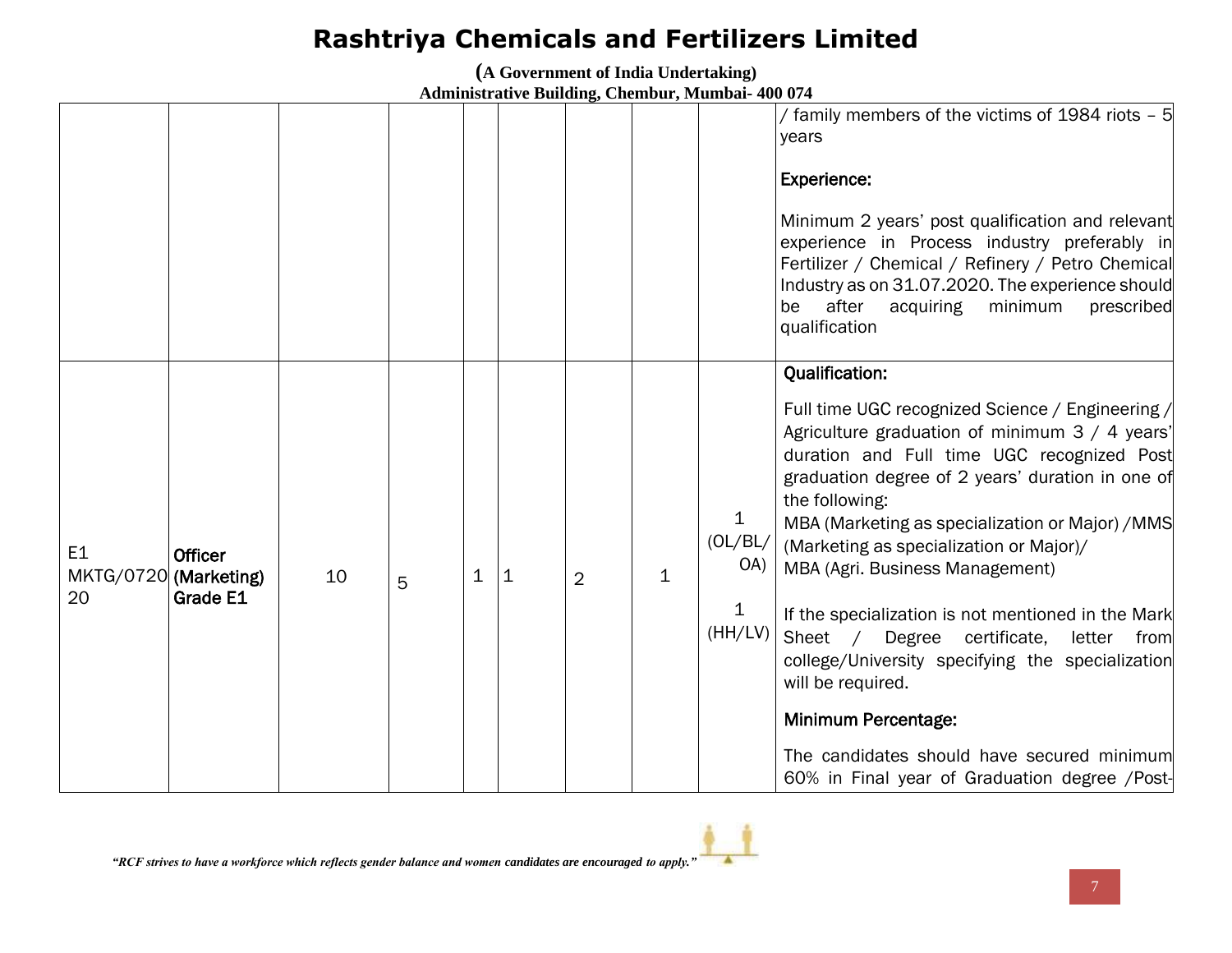# Rashtriya Chemicals and Fertilizers Limited

**(A Government of India Undertaking)**
**Administrative Building, Chembur, Mumbai- 400 074**

| | | | | | | | | | |
|---|---|---|---|---|---|---|---|---|---|
| | | | | | | | | | / family members of the victims of 1984 riots – 5 years<br><br>**Experience:**<br><br>Minimum 2 years' post qualification and relevant experience in Process industry preferably in Fertilizer / Chemical / Refinery / Petro Chemical Industry as on 31.07.2020. The experience should be after acquiring minimum prescribed qualification |
| E1 MKTG/072020 | **Officer (Marketing) Grade E1** | 10 | 5 | 1 | 1 | 2 | 1 | 1 (OL/BL/OA)<br><br>1 (HH/LV) | **Qualification:**<br><br>Full time UGC recognized Science / Engineering / Agriculture graduation of minimum 3 / 4 years' duration and Full time UGC recognized Post graduation degree of 2 years' duration in one of the following:<br>MBA (Marketing as specialization or Major) /MMS (Marketing as specialization or Major)/<br>MBA (Agri. Business Management)<br><br>If the specialization is not mentioned in the Mark Sheet / Degree certificate, letter from college/University specifying the specialization will be required.<br><br>**Minimum Percentage:**<br><br>The candidates should have secured minimum 60% in Final year of Graduation degree /Post- |

*"RCF strives to have a workforce which reflects gender balance and women candidates are encouraged to apply."*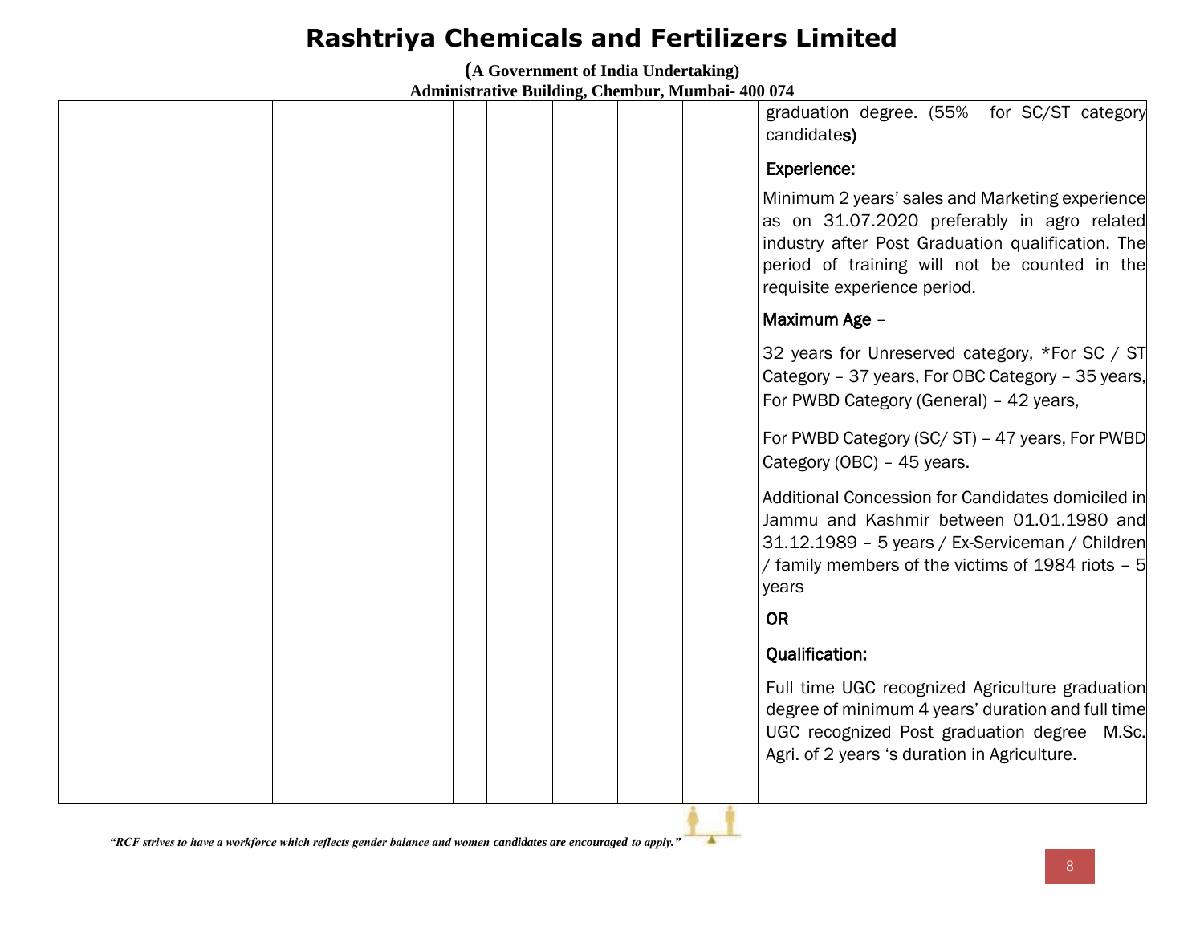| | | | | | | | | |
|---|---|---|---|---|---|---|---|---|
| | | | | | | | | graduation degree. (55% for SC/ST category candidates)<br><br>Experience:<br><br>Minimum 2 years' sales and Marketing experience as on 31.07.2020 preferably in agro related industry after Post Graduation qualification. The period of training will not be counted in the requisite experience period.<br><br>Maximum Age –<br><br>32 years for Unreserved category, *For SC / ST Category – 37 years, For OBC Category – 35 years, For PWBD Category (General) – 42 years,<br><br>For PWBD Category (SC/ ST) – 47 years, For PWBD Category (OBC) – 45 years.<br><br>Additional Concession for Candidates domiciled in Jammu and Kashmir between 01.01.1980 and 31.12.1989 – 5 years / Ex-Serviceman / Children / family members of the victims of 1984 riots – 5 years<br><br>**OR**<br><br>Qualification:<br><br>Full time UGC recognized Agriculture graduation degree of minimum 4 years' duration and full time UGC recognized Post graduation degree M.Sc. Agri. of 2 years 's duration in Agriculture. |

*"RCF strives to have a workforce which reflects gender balance and women candidates are encouraged to apply."*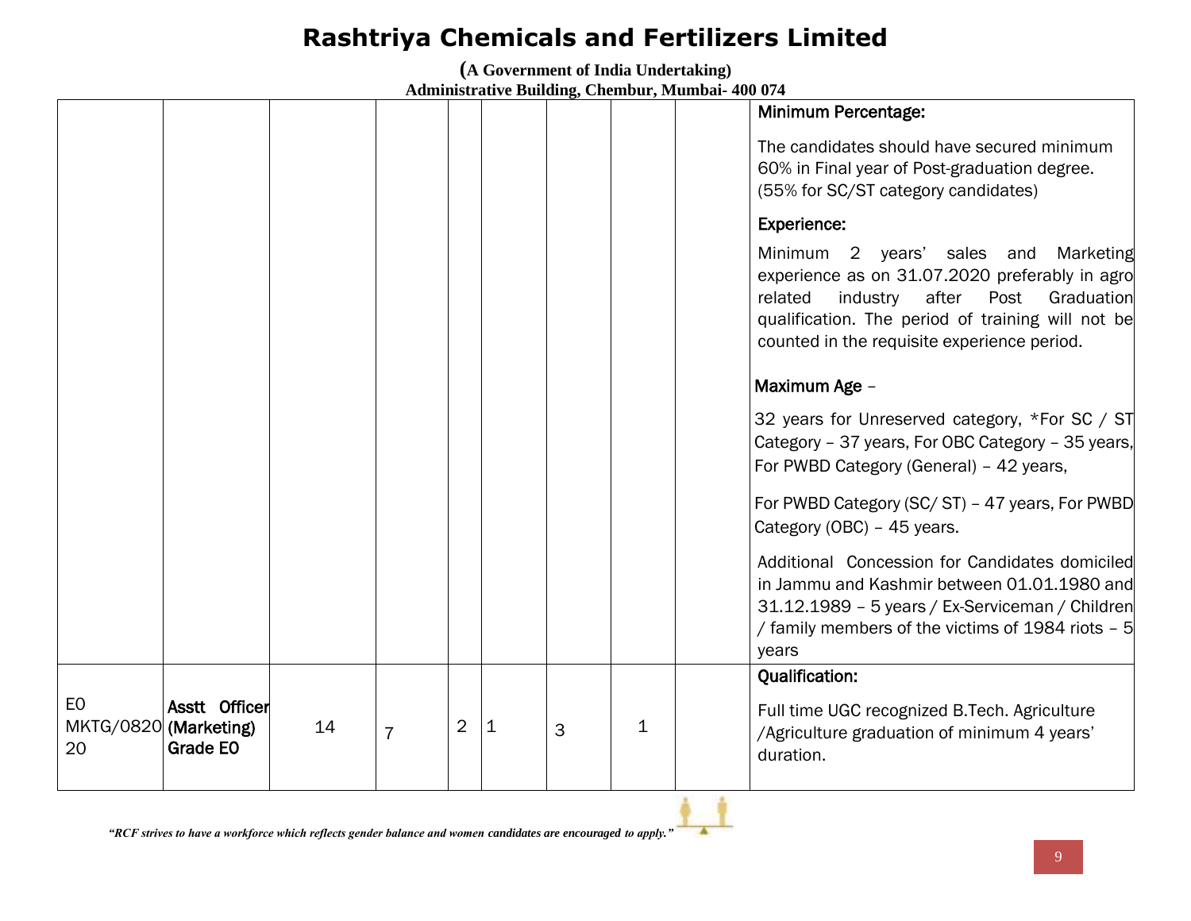# Rashtriya Chemicals and Fertilizers Limited

**(A Government of India Undertaking)**
**Administrative Building, Chembur, Mumbai- 400 074**

| | | | | | | | | | |
|---|---|---|---|---|---|---|---|---|---|
| | | | | | | | | | **Minimum Percentage:**<br><br>The candidates should have secured minimum 60% in Final year of Post-graduation degree. (55% for SC/ST category candidates)<br><br>**Experience:**<br><br>Minimum 2 years' sales and Marketing experience as on 31.07.2020 preferably in agro related industry after Post Graduation qualification. The period of training will not be counted in the requisite experience period.<br><br>**Maximum Age** –<br><br>32 years for Unreserved category, *For SC / ST Category – 37 years, For OBC Category – 35 years, For PWBD Category (General) – 42 years,<br><br>For PWBD Category (SC/ ST) – 47 years, For PWBD Category (OBC) – 45 years.<br><br>Additional Concession for Candidates domiciled in Jammu and Kashmir between 01.01.1980 and 31.12.1989 – 5 years / Ex-Serviceman / Children / family members of the victims of 1984 riots – 5 years |
| E0 MKTG/0820 20 | **Asstt Officer (Marketing) Grade E0** | 14 | 7 | 2 | 1 | 3 | 1 | | **Qualification:**<br><br>Full time UGC recognized B.Tech. Agriculture /Agriculture graduation of minimum 4 years' duration. |

*"RCF strives to have a workforce which reflects gender balance and women candidates are encouraged to apply."*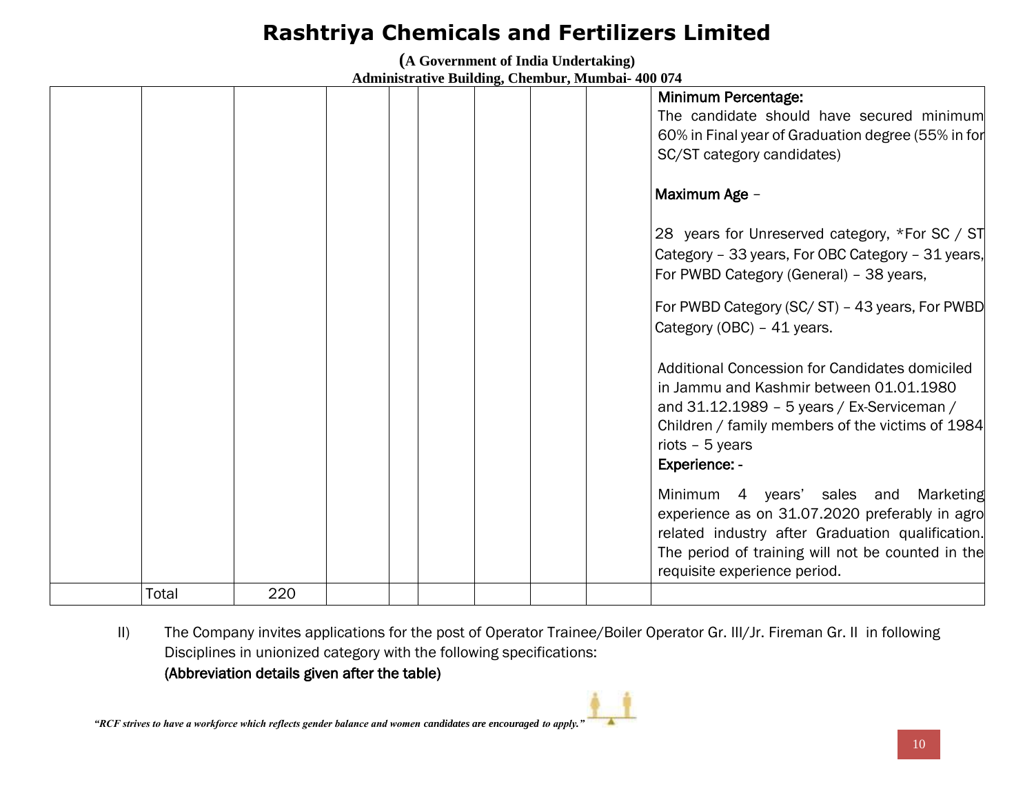# Rashtriya Chemicals and Fertilizers Limited

**(A Government of India Undertaking)**
**Administrative Building, Chembur, Mumbai- 400 074**

| | | | | | | | | | |
|---|---|---|---|---|---|---|---|---|---|
| | | | | | | | | | Minimum Percentage:<br>The candidate should have secured minimum 60% in Final year of Graduation degree (55% in for SC/ST category candidates)<br><br>Maximum Age –<br><br>28 years for Unreserved category, *For SC / ST Category – 33 years, For OBC Category – 31 years, For PWBD Category (General) – 38 years,<br><br>For PWBD Category (SC/ ST) – 43 years, For PWBD Category (OBC) – 41 years.<br><br>Additional Concession for Candidates domiciled in Jammu and Kashmir between 01.01.1980 and 31.12.1989 – 5 years / Ex-Serviceman / Children / family members of the victims of 1984 riots – 5 years<br>Experience: -<br><br>Minimum 4 years' sales and Marketing experience as on 31.07.2020 preferably in agro related industry after Graduation qualification. The period of training will not be counted in the requisite experience period. |
| | Total | 220 | | | | | | | |

II) The Company invites applications for the post of Operator Trainee/Boiler Operator Gr. III/Jr. Fireman Gr. II in following Disciplines in unionized category with the following specifications:
**(Abbreviation details given after the table)**

*"RCF strives to have a workforce which reflects gender balance and women candidates are encouraged to apply."*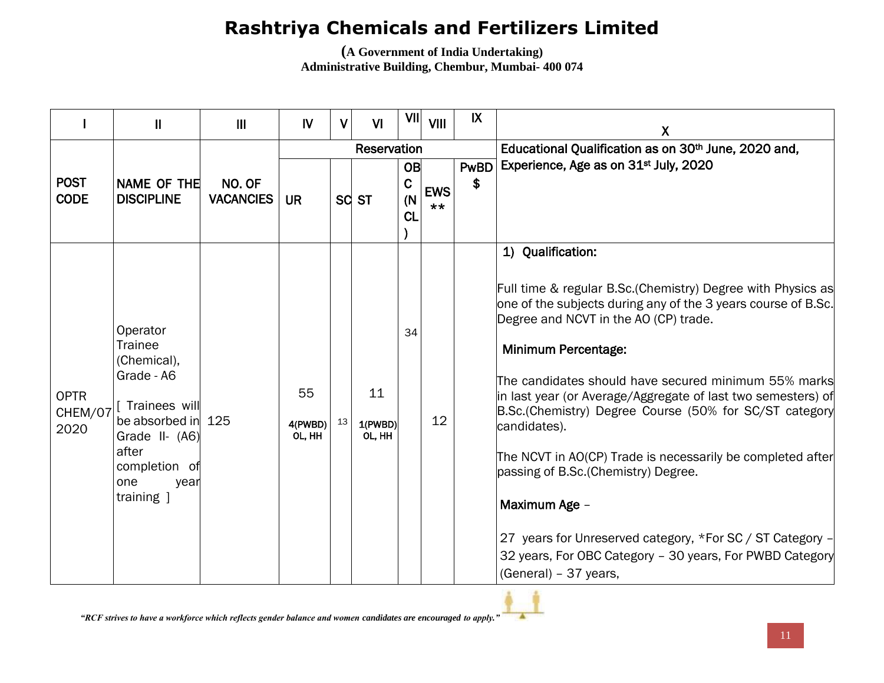# Rashtriya Chemicals and Fertilizers Limited

**(A Government of India Undertaking)**
**Administrative Building, Chembur, Mumbai- 400 074**

| I | II | III | IV | V | VI | VII | VIII | IX | X |
|---|---|---|---|---|---|---|---|---|---|
| | | | Reservation | | | | | | Educational Qualification as on 30th June, 2020 and, Experience, Age as on 31st July, 2020 |
| POST CODE | NAME OF THE DISCIPLINE | NO. OF VACANCIES | UR | SC | ST | OBC (NCL) | EWS ** | PwBD $ | |
| OPTR CHEM/07 2020 | Operator Trainee (Chemical), Grade - A6<br><br>[ Trainees will be absorbed in Grade II- (A6) after completion of one year training ] | 125 | 55<br><br>4(PWBD) OL, HH | 13 | 11<br><br>1(PWBD) OL, HH | 34 | 12 | | **1) Qualification:**<br><br>Full time & regular B.Sc.(Chemistry) Degree with Physics as one of the subjects during any of the 3 years course of B.Sc. Degree and NCVT in the AO (CP) trade.<br><br>**Minimum Percentage:**<br><br>The candidates should have secured minimum 55% marks in last year (or Average/Aggregate of last two semesters) of B.Sc.(Chemistry) Degree Course (50% for SC/ST category candidates).<br><br>The NCVT in AO(CP) Trade is necessarily be completed after passing of B.Sc.(Chemistry) Degree.<br><br>**Maximum Age** –<br><br>27 years for Unreserved category, *For SC / ST Category – 32 years, For OBC Category – 30 years, For PWBD Category (General) – 37 years, |

*"RCF strives to have a workforce which reflects gender balance and women candidates are encouraged to apply."*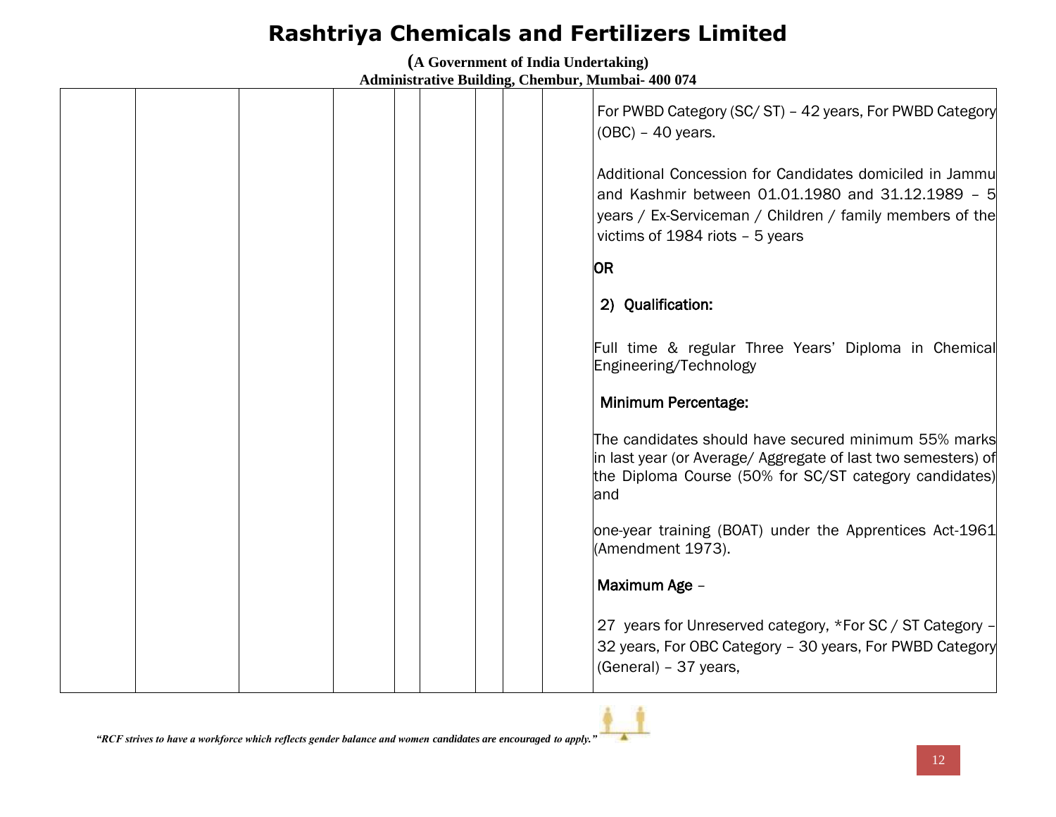| | | | | | | | | | |
|---|---|---|---|---|---|---|---|---|---|
| | | | | | | | | | For PWBD Category (SC/ ST) – 42 years, For PWBD Category (OBC) – 40 years.<br><br>Additional Concession for Candidates domiciled in Jammu and Kashmir between 01.01.1980 and 31.12.1989 – 5 years / Ex-Serviceman / Children / family members of the victims of 1984 riots – 5 years<br><br>**OR**<br><br>**2) Qualification:**<br><br>Full time & regular Three Years' Diploma in Chemical Engineering/Technology<br><br>**Minimum Percentage:**<br><br>The candidates should have secured minimum 55% marks in last year (or Average/ Aggregate of last two semesters) of the Diploma Course (50% for SC/ST category candidates) and<br><br>one-year training (BOAT) under the Apprentices Act-1961 (Amendment 1973).<br><br>**Maximum Age** –<br><br>27 years for Unreserved category, *For SC / ST Category – 32 years, For OBC Category – 30 years, For PWBD Category (General) – 37 years, |

*"RCF strives to have a workforce which reflects gender balance and women candidates are encouraged to apply."*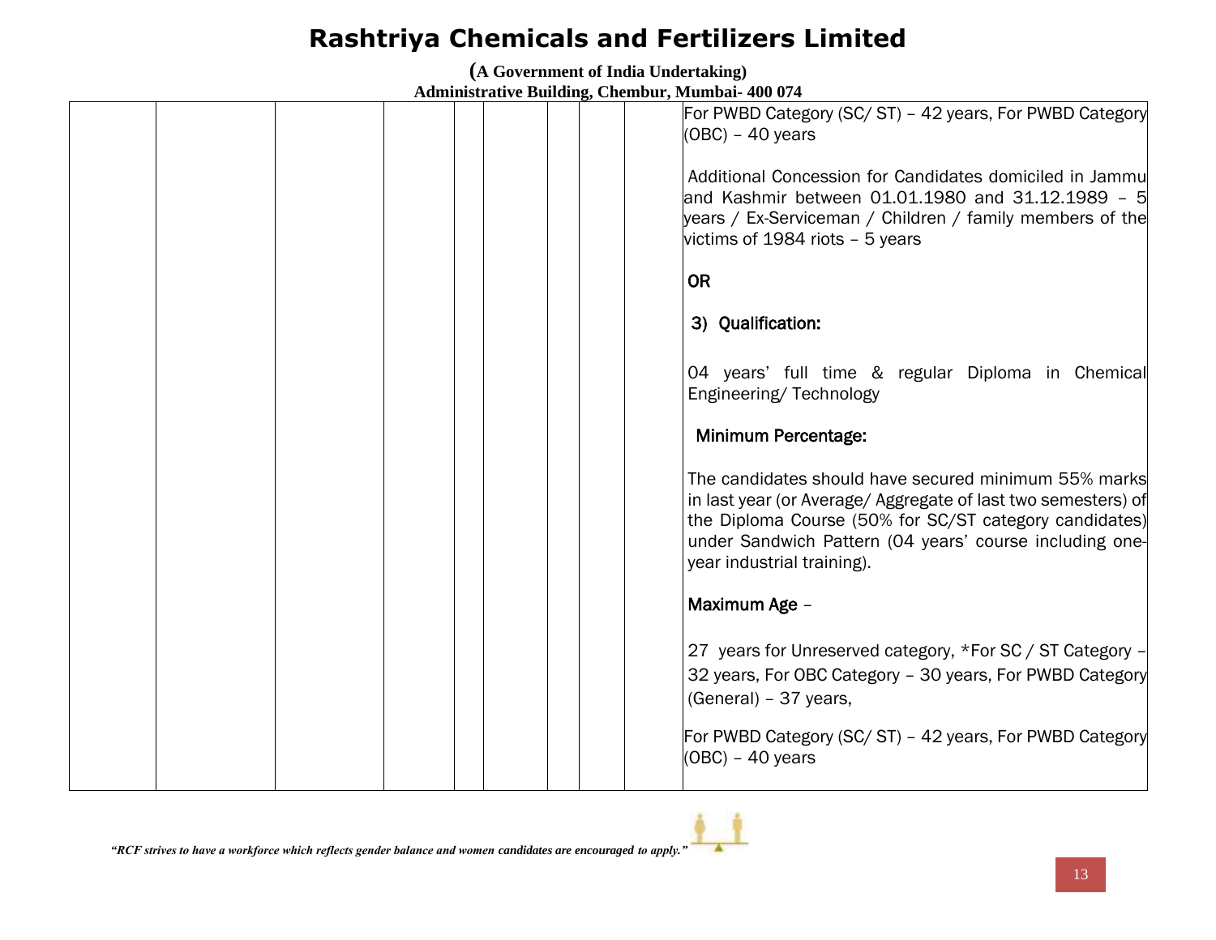| | | | | | | | | | |
|---|---|---|---|---|---|---|---|---|---|
| | | | | | | | | | For PWBD Category (SC/ ST) – 42 years, For PWBD Category (OBC) – 40 years<br><br>Additional Concession for Candidates domiciled in Jammu and Kashmir between 01.01.1980 and 31.12.1989 – 5 years / Ex-Serviceman / Children / family members of the victims of 1984 riots – 5 years<br><br>**OR**<br><br>**3) Qualification:**<br><br>04 years' full time & regular Diploma in Chemical Engineering/ Technology<br><br>**Minimum Percentage:**<br><br>The candidates should have secured minimum 55% marks in last year (or Average/ Aggregate of last two semesters) of the Diploma Course (50% for SC/ST category candidates) under Sandwich Pattern (04 years' course including one-year industrial training).<br><br>**Maximum Age** –<br><br>27 years for Unreserved category, *For SC / ST Category – 32 years, For OBC Category – 30 years, For PWBD Category (General) – 37 years,<br><br>For PWBD Category (SC/ ST) – 42 years, For PWBD Category (OBC) – 40 years |

*"RCF strives to have a workforce which reflects gender balance and women candidates are encouraged to apply."*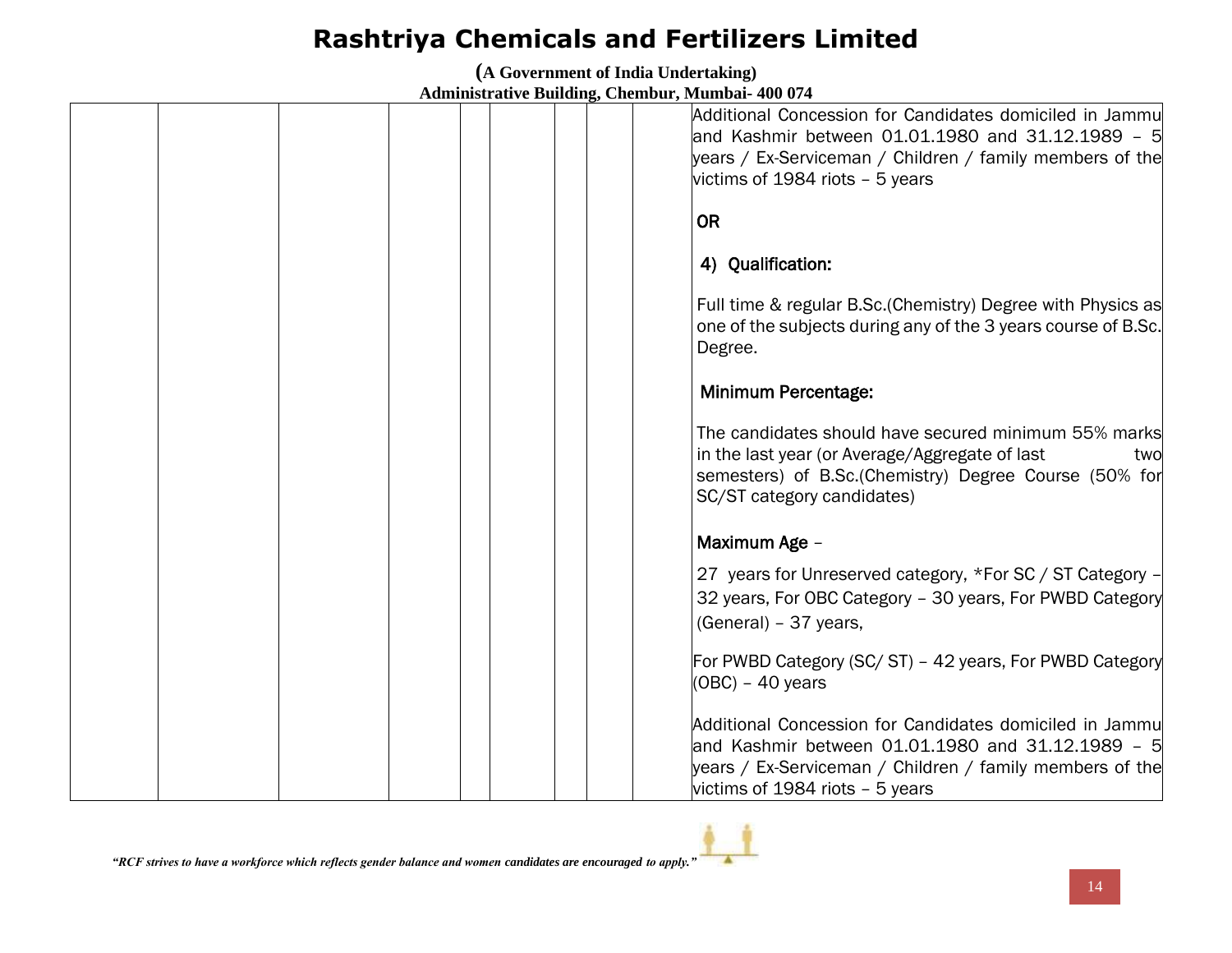| | | | | | | | | | |
|---|---|---|---|---|---|---|---|---|---|
| | | | | | | | | | Additional Concession for Candidates domiciled in Jammu and Kashmir between 01.01.1980 and 31.12.1989 – 5 years / Ex-Serviceman / Children / family members of the victims of 1984 riots – 5 years<br><br>**OR**<br><br>**4) Qualification:**<br><br>Full time & regular B.Sc.(Chemistry) Degree with Physics as one of the subjects during any of the 3 years course of B.Sc. Degree.<br><br>**Minimum Percentage:**<br><br>The candidates should have secured minimum 55% marks in the last year (or Average/Aggregate of last two semesters) of B.Sc.(Chemistry) Degree Course (50% for SC/ST category candidates)<br><br>**Maximum Age** –<br><br>27 years for Unreserved category, *For SC / ST Category – 32 years, For OBC Category – 30 years, For PWBD Category (General) – 37 years,<br><br>For PWBD Category (SC/ ST) – 42 years, For PWBD Category (OBC) – 40 years<br><br>Additional Concession for Candidates domiciled in Jammu and Kashmir between 01.01.1980 and 31.12.1989 – 5 years / Ex-Serviceman / Children / family members of the victims of 1984 riots – 5 years |

*"RCF strives to have a workforce which reflects gender balance and women candidates are encouraged to apply."*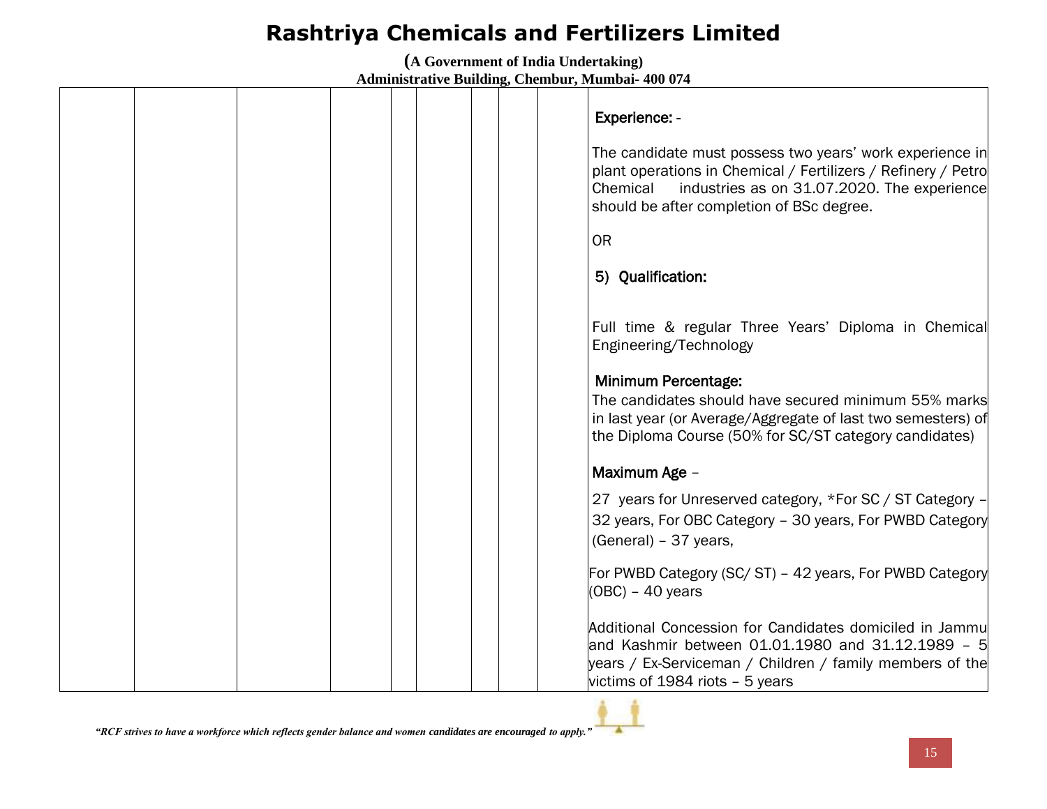# Rashtriya Chemicals and Fertilizers Limited

**(A Government of India Undertaking)**
**Administrative Building, Chembur, Mumbai- 400 074**

| | | | | | | | | | |
|---|---|---|---|---|---|---|---|---|---|
| | | | | | | | | | **Experience: -**<br><br>The candidate must possess two years' work experience in plant operations in Chemical / Fertilizers / Refinery / Petro Chemical industries as on 31.07.2020. The experience should be after completion of BSc degree.<br><br>OR<br><br>**5) Qualification:**<br><br>Full time & regular Three Years' Diploma in Chemical Engineering/Technology<br><br>**Minimum Percentage:**<br>The candidates should have secured minimum 55% marks in last year (or Average/Aggregate of last two semesters) of the Diploma Course (50% for SC/ST category candidates)<br><br>**Maximum Age** –<br><br>27 years for Unreserved category, *For SC / ST Category – 32 years, For OBC Category – 30 years, For PWBD Category (General) – 37 years,<br><br>For PWBD Category (SC/ ST) – 42 years, For PWBD Category (OBC) – 40 years<br><br>Additional Concession for Candidates domiciled in Jammu and Kashmir between 01.01.1980 and 31.12.1989 – 5 years / Ex-Serviceman / Children / family members of the victims of 1984 riots – 5 years |

*"RCF strives to have a workforce which reflects gender balance and women candidates are encouraged to apply."*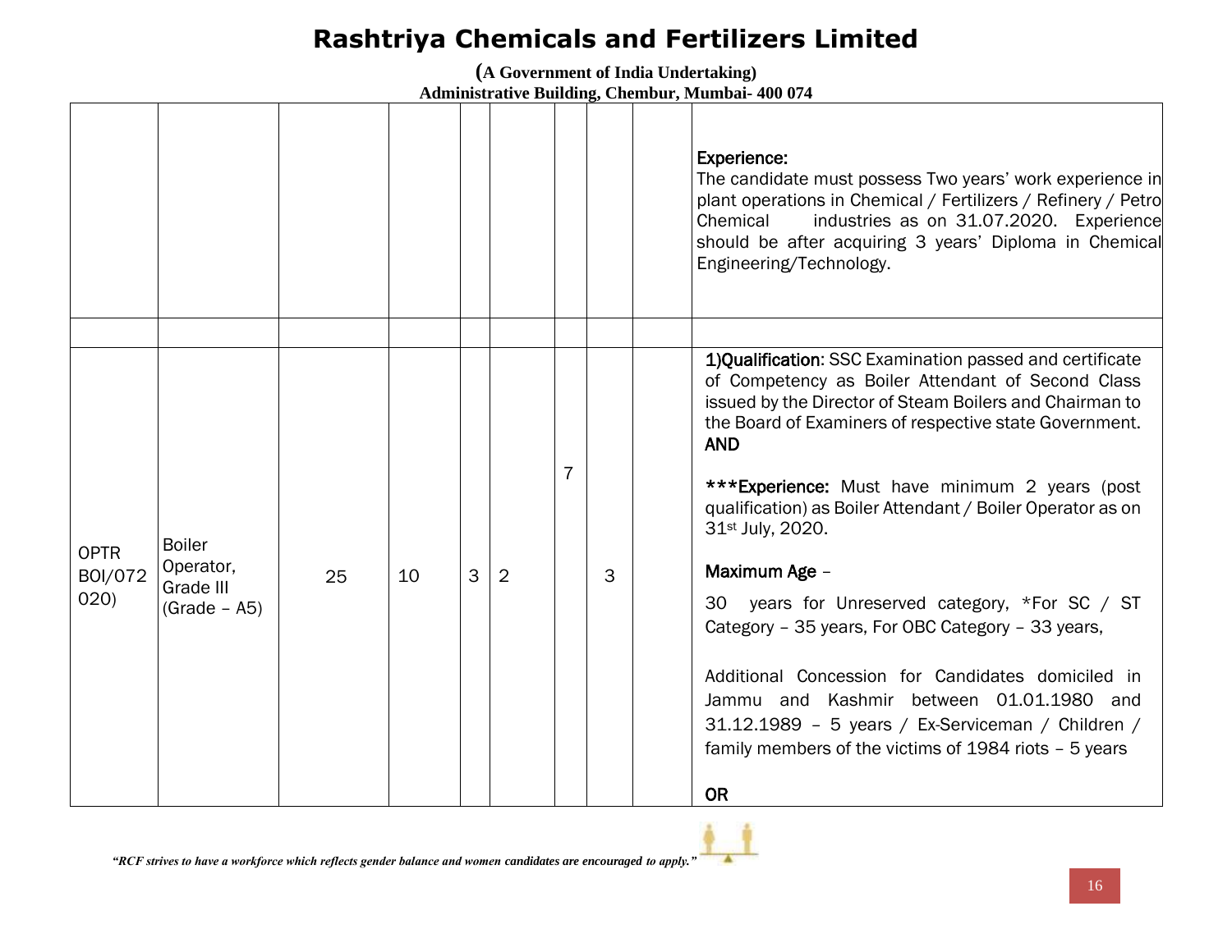# Rashtriya Chemicals and Fertilizers Limited

**(A Government of India Undertaking)**
**Administrative Building, Chembur, Mumbai- 400 074**

| | | | | | | | | | |
|---|---|---|---|---|---|---|---|---|---|
| | | | | | | | | | **Experience:**<br>The candidate must possess Two years' work experience in plant operations in Chemical / Fertilizers / Refinery / Petro Chemical industries as on 31.07.2020. Experience should be after acquiring 3 years' Diploma in Chemical Engineering/Technology. |
| | | | | | | | | | |
| OPTR BOI/072 020) | Boiler Operator, Grade III (Grade – A5) | 25 | 10 | 3 | 2 | 7 | 3 | | **1)Qualification**: SSC Examination passed and certificate of Competency as Boiler Attendant of Second Class issued by the Director of Steam Boilers and Chairman to the Board of Examiners of respective state Government.<br>**AND**<br><br>***Experience:** Must have minimum 2 years (post qualification) as Boiler Attendant / Boiler Operator as on 31st July, 2020.<br><br>**Maximum Age** –<br><br>30 years for Unreserved category, *For SC / ST Category – 35 years, For OBC Category – 33 years,<br><br>Additional Concession for Candidates domiciled in Jammu and Kashmir between 01.01.1980 and 31.12.1989 – 5 years / Ex-Serviceman / Children / family members of the victims of 1984 riots – 5 years<br><br>**OR** |

*"RCF strives to have a workforce which reflects gender balance and women candidates are encouraged to apply."*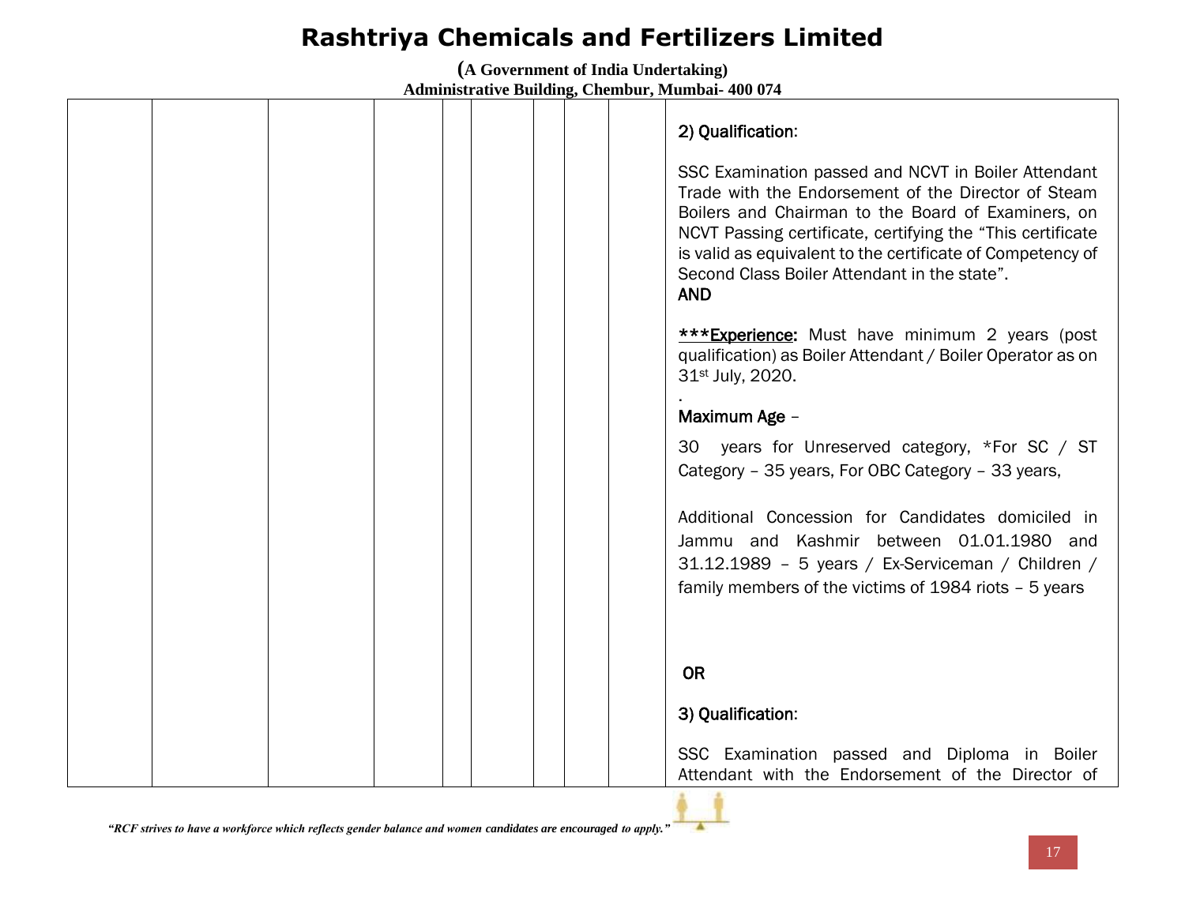| | | | | | | | | | |
|---|---|---|---|---|---|---|---|---|---|
| | | | | | | | | | 2) Qualification:<br><br>SSC Examination passed and NCVT in Boiler Attendant Trade with the Endorsement of the Director of Steam Boilers and Chairman to the Board of Examiners, on NCVT Passing certificate, certifying the "This certificate is valid as equivalent to the certificate of Competency of Second Class Boiler Attendant in the state".<br>**AND**<br><br>***<u>**Experience:**</u> Must have minimum 2 years (post qualification) as Boiler Attendant / Boiler Operator as on 31st July, 2020.<br>.<br>Maximum Age –<br><br>30 years for Unreserved category, *For SC / ST Category – 35 years, For OBC Category – 33 years,<br><br>Additional Concession for Candidates domiciled in Jammu and Kashmir between 01.01.1980 and 31.12.1989 – 5 years / Ex-Serviceman / Children / family members of the victims of 1984 riots – 5 years<br><br>**OR**<br><br>3) Qualification:<br><br>SSC Examination passed and Diploma in Boiler Attendant with the Endorsement of the Director of |

*"RCF strives to have a workforce which reflects gender balance and women candidates are encouraged to apply."*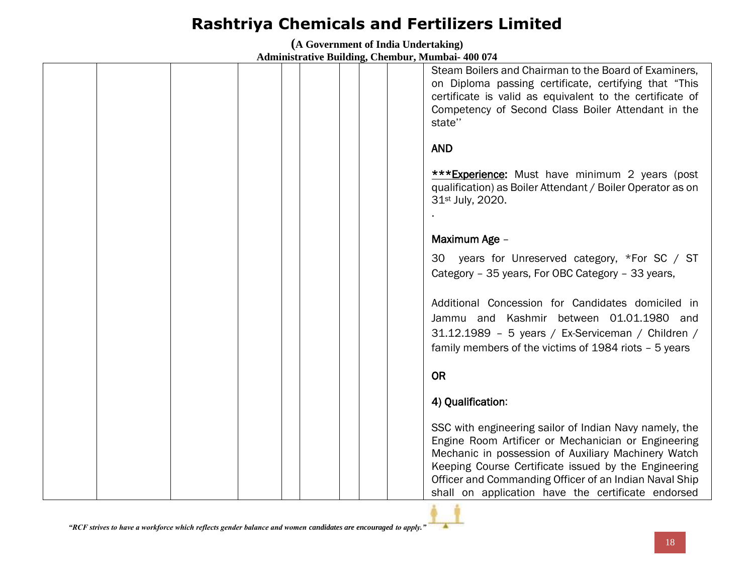| | | | | | | | | | |
|---|---|---|---|---|---|---|---|---|---|
| | | | | | | | | | Steam Boilers and Chairman to the Board of Examiners, on Diploma passing certificate, certifying that "This certificate is valid as equivalent to the certificate of Competency of Second Class Boiler Attendant in the state''<br><br>AND<br><br>***<u>Experience</u>: Must have minimum 2 years (post qualification) as Boiler Attendant / Boiler Operator as on 31st July, 2020.<br>.<br><br>Maximum Age –<br><br>30 years for Unreserved category, *For SC / ST Category – 35 years, For OBC Category – 33 years,<br><br>Additional Concession for Candidates domiciled in Jammu and Kashmir between 01.01.1980 and 31.12.1989 – 5 years / Ex-Serviceman / Children / family members of the victims of 1984 riots – 5 years<br><br>OR<br><br>4) Qualification:<br><br>SSC with engineering sailor of Indian Navy namely, the Engine Room Artificer or Mechanician or Engineering Mechanic in possession of Auxiliary Machinery Watch Keeping Course Certificate issued by the Engineering Officer and Commanding Officer of an Indian Naval Ship shall on application have the certificate endorsed |

*"RCF strives to have a workforce which reflects gender balance and women candidates are encouraged to apply."*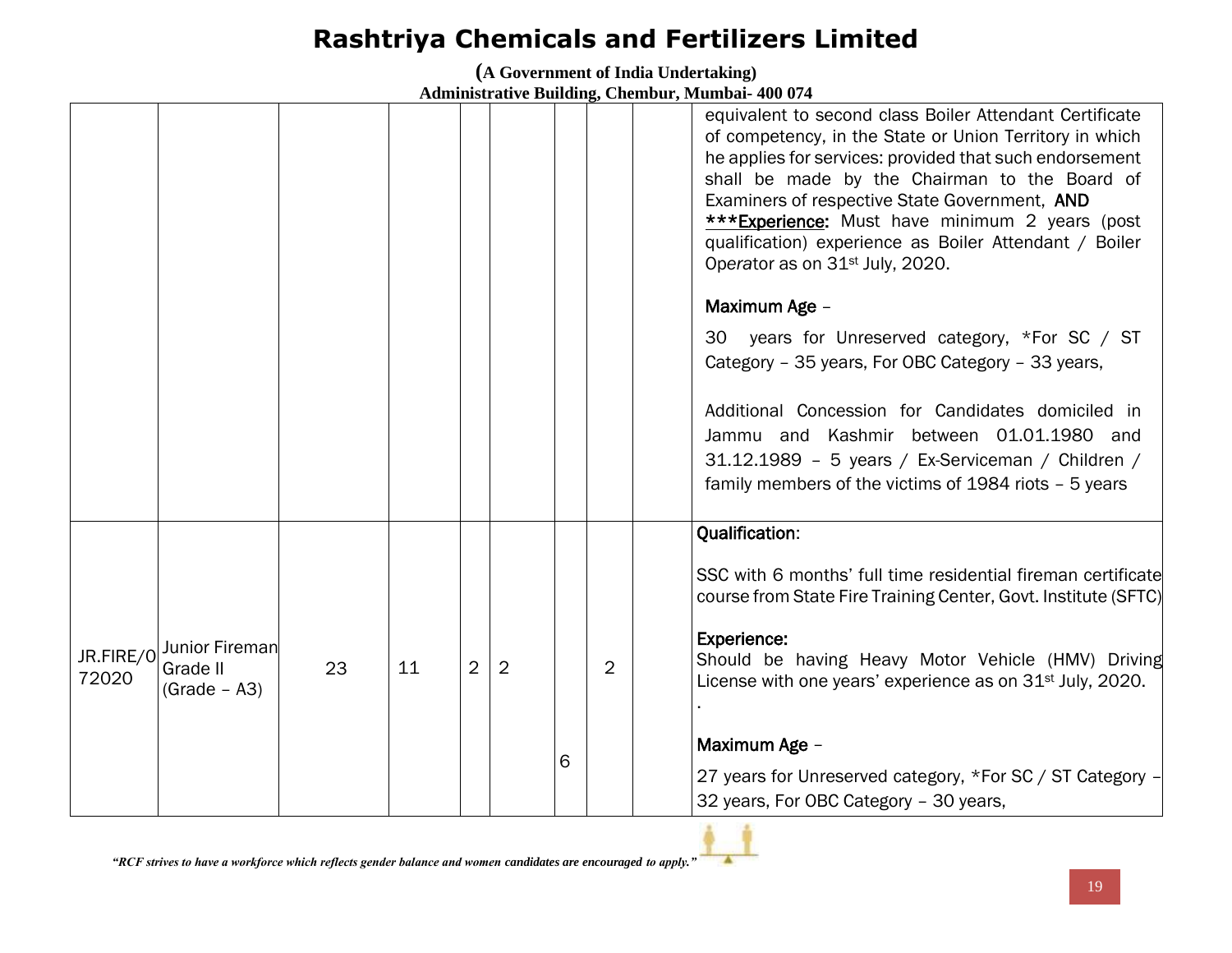| | | | | | | | | | |
|---|---|---|---|---|---|---|---|---|---|
| | | | | | | | | | equivalent to second class Boiler Attendant Certificate of competency, in the State or Union Territory in which he applies for services: provided that such endorsement shall be made by the Chairman to the Board of Examiners of respective State Government, **AND**<br>***<u>**Experience:**</u> Must have minimum 2 years (post qualification) experience as Boiler Attendant / Boiler Operator as on 31st July, 2020.<br><br>**Maximum Age** –<br>30 years for Unreserved category, *For SC / ST Category – 35 years, For OBC Category – 33 years,<br><br>Additional Concession for Candidates domiciled in Jammu and Kashmir between 01.01.1980 and 31.12.1989 – 5 years / Ex-Serviceman / Children / family members of the victims of 1984 riots – 5 years |
| JR.FIRE/072020 | Junior Fireman Grade II (Grade – A3) | 23 | 11 | 2 | 2 | 6 | 2 | | **Qualification**:<br><br>SSC with 6 months' full time residential fireman certificate course from State Fire Training Center, Govt. Institute (SFTC)<br><br>**Experience:**<br>Should be having Heavy Motor Vehicle (HMV) Driving License with one years' experience as on 31st July, 2020.<br>.<br><br>**Maximum Age** –<br>27 years for Unreserved category, *For SC / ST Category – 32 years, For OBC Category – 30 years, |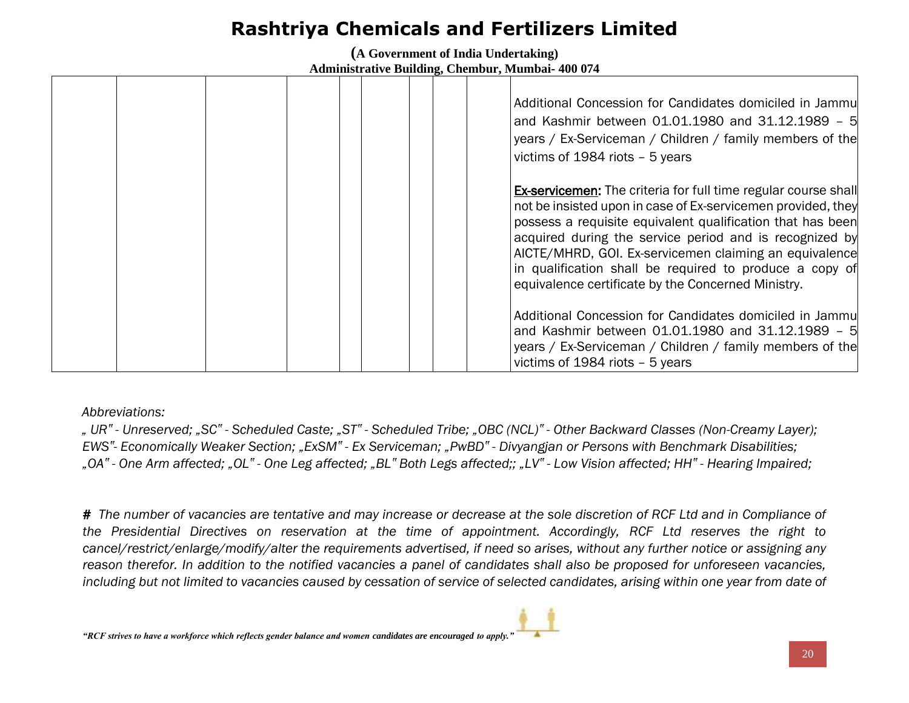| | | | | | | | | | |
|---|---|---|---|---|---|---|---|---|---|
| | | | | | | | | | Additional Concession for Candidates domiciled in Jammu and Kashmir between 01.01.1980 and 31.12.1989 – 5 years / Ex-Serviceman / Children / family members of the victims of 1984 riots – 5 years<br><br>**Ex-servicemen:** The criteria for full time regular course shall not be insisted upon in case of Ex-servicemen provided, they possess a requisite equivalent qualification that has been acquired during the service period and is recognized by AICTE/MHRD, GOI. Ex-servicemen claiming an equivalence in qualification shall be required to produce a copy of equivalence certificate by the Concerned Ministry.<br><br>Additional Concession for Candidates domiciled in Jammu and Kashmir between 01.01.1980 and 31.12.1989 – 5 years / Ex-Serviceman / Children / family members of the victims of 1984 riots – 5 years |

*Abbreviations:*

*„ UR" - Unreserved; „SC" - Scheduled Caste; „ST" - Scheduled Tribe; „OBC (NCL)" - Other Backward Classes (Non-Creamy Layer); EWS"- Economically Weaker Section; „ExSM" - Ex Serviceman; „PwBD" - Divyangjan or Persons with Benchmark Disabilities; „OA" - One Arm affected; „OL" - One Leg affected; „BL" Both Legs affected;; „LV" - Low Vision affected; HH" - Hearing Impaired;*

***#*** *The number of vacancies are tentative and may increase or decrease at the sole discretion of RCF Ltd and in Compliance of the Presidential Directives on reservation at the time of appointment. Accordingly, RCF Ltd reserves the right to cancel/restrict/enlarge/modify/alter the requirements advertised, if need so arises, without any further notice or assigning any reason therefor. In addition to the notified vacancies a panel of candidates shall also be proposed for unforeseen vacancies, including but not limited to vacancies caused by cessation of service of selected candidates, arising within one year from date of*

***"RCF strives to have a workforce which reflects gender balance and women candidates are encouraged to apply."***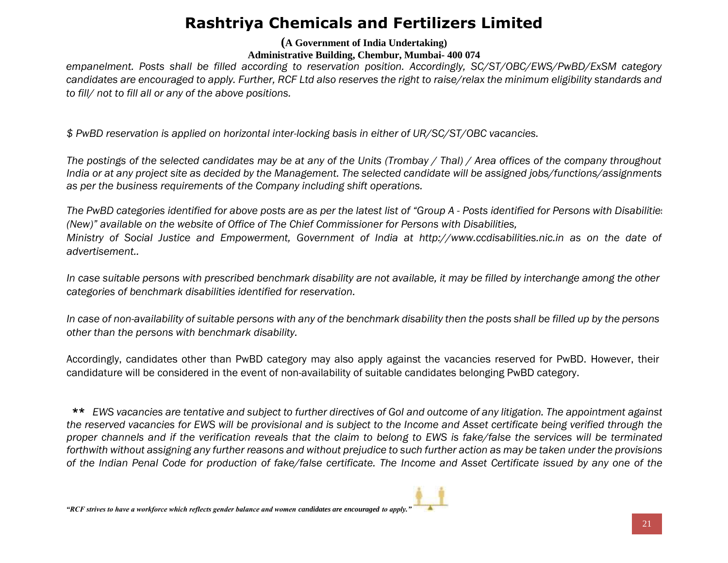*empanelment. Posts shall be filled according to reservation position. Accordingly, SC/ST/OBC/EWS/PwBD/ExSM category candidates are encouraged to apply. Further, RCF Ltd also reserves the right to raise/relax the minimum eligibility standards and to fill/ not to fill all or any of the above positions.*

*$ PwBD reservation is applied on horizontal inter-locking basis in either of UR/SC/ST/OBC vacancies.*

*The postings of the selected candidates may be at any of the Units (Trombay / Thal) / Area offices of the company throughout India or at any project site as decided by the Management. The selected candidate will be assigned jobs/functions/assignments as per the business requirements of the Company including shift operations.*

*The PwBD categories identified for above posts are as per the latest list of "Group A - Posts identified for Persons with Disabilities (New)" available on the website of Office of The Chief Commissioner for Persons with Disabilities, Ministry of Social Justice and Empowerment, Government of India at http://www.ccdisabilities.nic.in as on the date of advertisement..*

*In case suitable persons with prescribed benchmark disability are not available, it may be filled by interchange among the other categories of benchmark disabilities identified for reservation.*

*In case of non-availability of suitable persons with any of the benchmark disability then the posts shall be filled up by the persons other than the persons with benchmark disability.*

Accordingly, candidates other than PwBD category may also apply against the vacancies reserved for PwBD. However, their candidature will be considered in the event of non-availability of suitable candidates belonging PwBD category.

**\*\*** *EWS vacancies are tentative and subject to further directives of GoI and outcome of any litigation. The appointment against the reserved vacancies for EWS will be provisional and is subject to the Income and Asset certificate being verified through the proper channels and if the verification reveals that the claim to belong to EWS is fake/false the services will be terminated forthwith without assigning any further reasons and without prejudice to such further action as may be taken under the provisions of the Indian Penal Code for production of fake/false certificate. The Income and Asset Certificate issued by any one of the*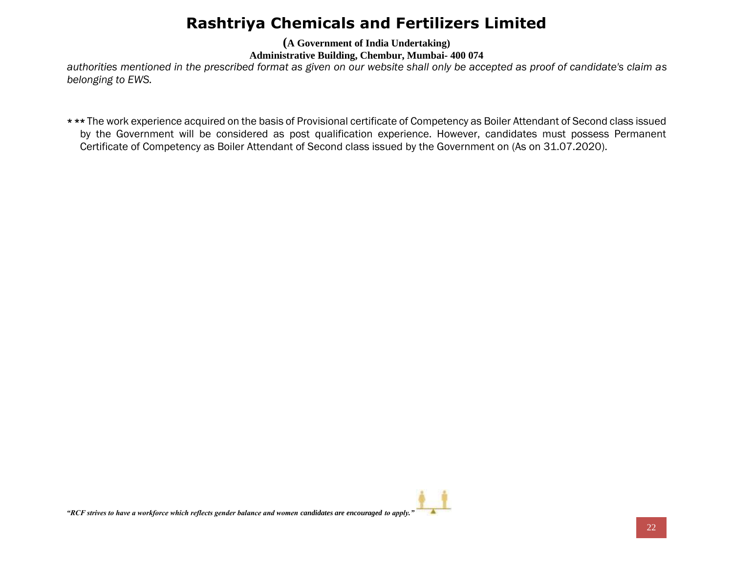*authorities mentioned in the prescribed format as given on our website shall only be accepted as proof of candidate's claim as belonging to EWS.*

* ** The work experience acquired on the basis of Provisional certificate of Competency as Boiler Attendant of Second class issued by the Government will be considered as post qualification experience. However, candidates must possess Permanent Certificate of Competency as Boiler Attendant of Second class issued by the Government on (As on 31.07.2020).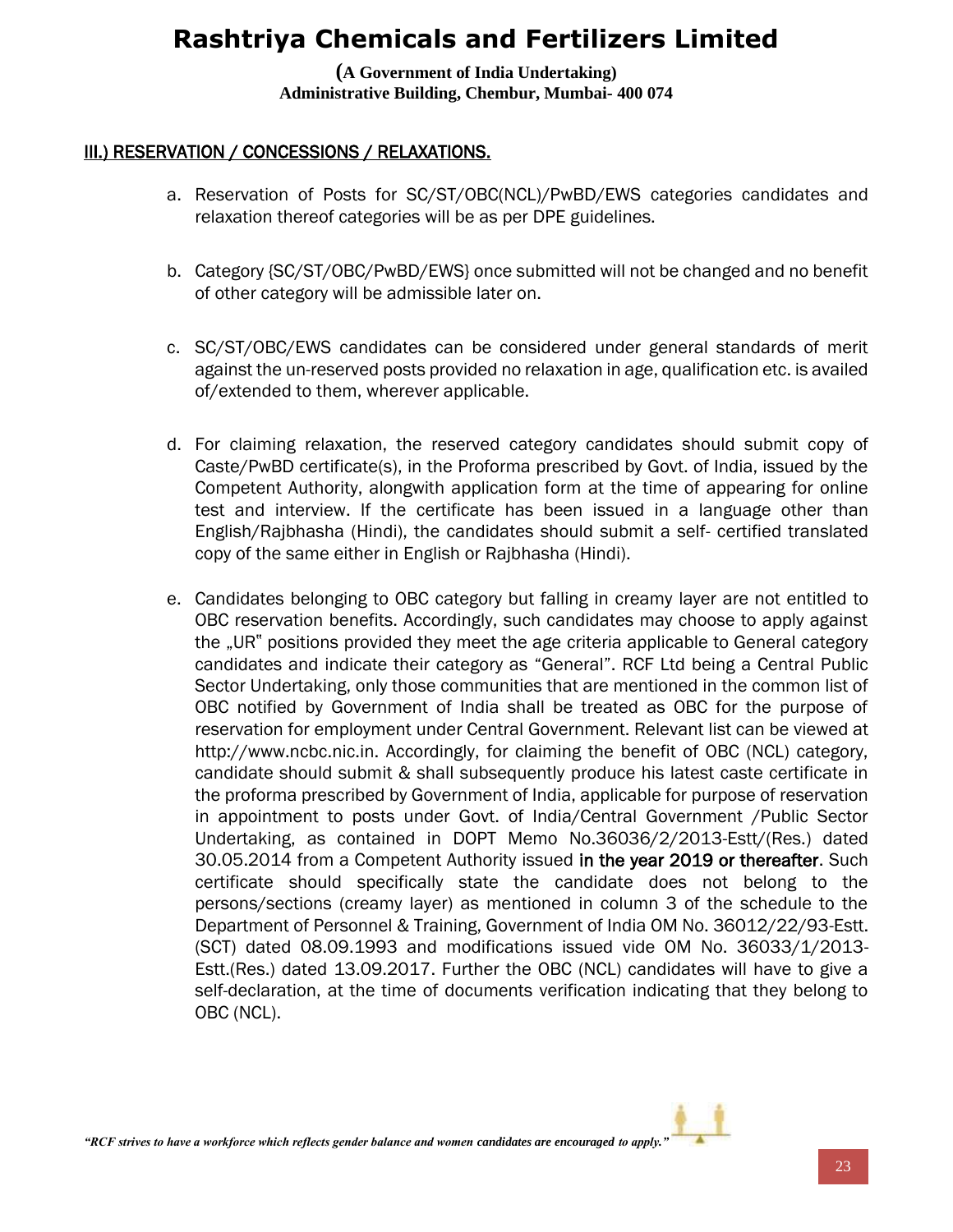# Rashtriya Chemicals and Fertilizers Limited

**(A Government of India Undertaking)**
**Administrative Building, Chembur, Mumbai- 400 074**

## III.) RESERVATION / CONCESSIONS / RELAXATIONS.

a. Reservation of Posts for SC/ST/OBC(NCL)/PwBD/EWS categories candidates and relaxation thereof categories will be as per DPE guidelines.

b. Category {SC/ST/OBC/PwBD/EWS} once submitted will not be changed and no benefit of other category will be admissible later on.

c. SC/ST/OBC/EWS candidates can be considered under general standards of merit against the un-reserved posts provided no relaxation in age, qualification etc. is availed of/extended to them, wherever applicable.

d. For claiming relaxation, the reserved category candidates should submit copy of Caste/PwBD certificate(s), in the Proforma prescribed by Govt. of India, issued by the Competent Authority, alongwith application form at the time of appearing for online test and interview. If the certificate has been issued in a language other than English/Rajbhasha (Hindi), the candidates should submit a self- certified translated copy of the same either in English or Rajbhasha (Hindi).

e. Candidates belonging to OBC category but falling in creamy layer are not entitled to OBC reservation benefits. Accordingly, such candidates may choose to apply against the „UR" positions provided they meet the age criteria applicable to General category candidates and indicate their category as "General". RCF Ltd being a Central Public Sector Undertaking, only those communities that are mentioned in the common list of OBC notified by Government of India shall be treated as OBC for the purpose of reservation for employment under Central Government. Relevant list can be viewed at http://www.ncbc.nic.in. Accordingly, for claiming the benefit of OBC (NCL) category, candidate should submit & shall subsequently produce his latest caste certificate in the proforma prescribed by Government of India, applicable for purpose of reservation in appointment to posts under Govt. of India/Central Government /Public Sector Undertaking, as contained in DOPT Memo No.36036/2/2013-Estt/(Res.) dated 30.05.2014 from a Competent Authority issued in the year 2019 or thereafter. Such certificate should specifically state the candidate does not belong to the persons/sections (creamy layer) as mentioned in column 3 of the schedule to the Department of Personnel & Training, Government of India OM No. 36012/22/93-Estt. (SCT) dated 08.09.1993 and modifications issued vide OM No. 36033/1/2013-Estt.(Res.) dated 13.09.2017. Further the OBC (NCL) candidates will have to give a self-declaration, at the time of documents verification indicating that they belong to OBC (NCL).

*"RCF strives to have a workforce which reflects gender balance and women candidates are encouraged to apply."*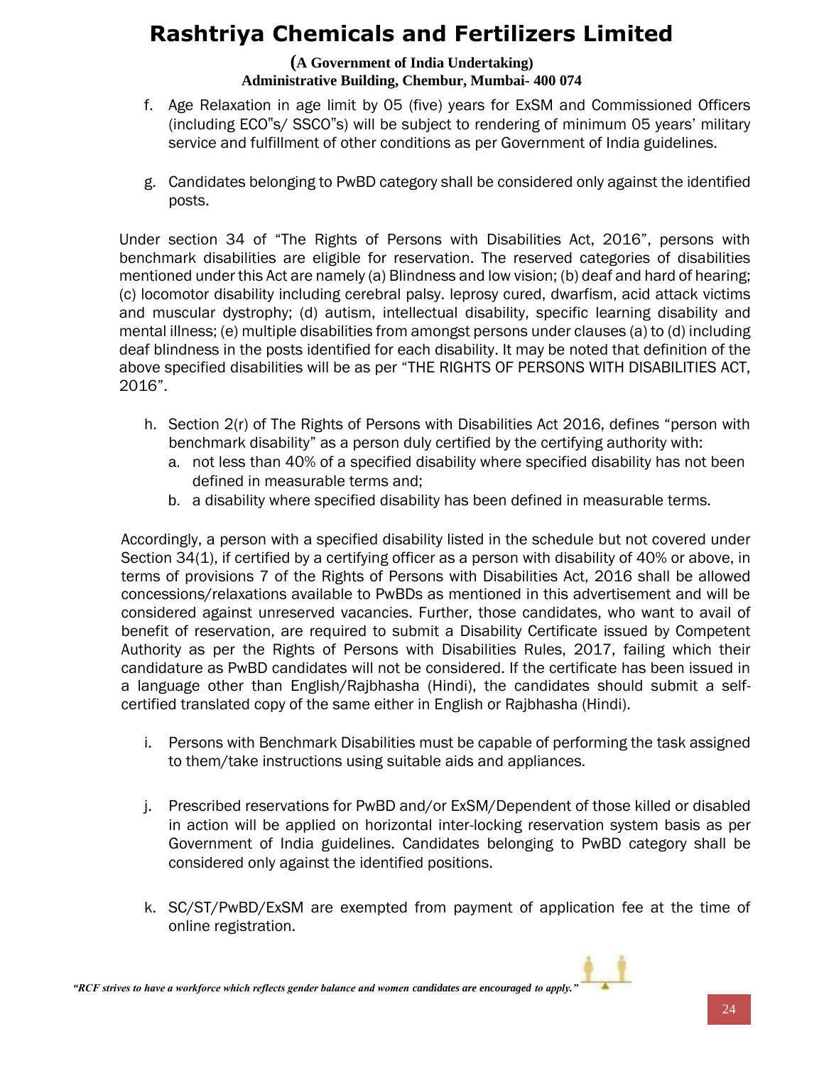f. Age Relaxation in age limit by 05 (five) years for ExSM and Commissioned Officers (including ECO"s/ SSCO"s) will be subject to rendering of minimum 05 years' military service and fulfillment of other conditions as per Government of India guidelines.

g. Candidates belonging to PwBD category shall be considered only against the identified posts.

Under section 34 of "The Rights of Persons with Disabilities Act, 2016", persons with benchmark disabilities are eligible for reservation. The reserved categories of disabilities mentioned under this Act are namely (a) Blindness and low vision; (b) deaf and hard of hearing; (c) locomotor disability including cerebral palsy. leprosy cured, dwarfism, acid attack victims and muscular dystrophy; (d) autism, intellectual disability, specific learning disability and mental illness; (e) multiple disabilities from amongst persons under clauses (a) to (d) including deaf blindness in the posts identified for each disability. It may be noted that definition of the above specified disabilities will be as per "THE RIGHTS OF PERSONS WITH DISABILITIES ACT, 2016".

h. Section 2(r) of The Rights of Persons with Disabilities Act 2016, defines "person with benchmark disability" as a person duly certified by the certifying authority with:
   a. not less than 40% of a specified disability where specified disability has not been defined in measurable terms and;
   b. a disability where specified disability has been defined in measurable terms.

Accordingly, a person with a specified disability listed in the schedule but not covered under Section 34(1), if certified by a certifying officer as a person with disability of 40% or above, in terms of provisions 7 of the Rights of Persons with Disabilities Act, 2016 shall be allowed concessions/relaxations available to PwBDs as mentioned in this advertisement and will be considered against unreserved vacancies. Further, those candidates, who want to avail of benefit of reservation, are required to submit a Disability Certificate issued by Competent Authority as per the Rights of Persons with Disabilities Rules, 2017, failing which their candidature as PwBD candidates will not be considered. If the certificate has been issued in a language other than English/Rajbhasha (Hindi), the candidates should submit a self-certified translated copy of the same either in English or Rajbhasha (Hindi).

i. Persons with Benchmark Disabilities must be capable of performing the task assigned to them/take instructions using suitable aids and appliances.

j. Prescribed reservations for PwBD and/or ExSM/Dependent of those killed or disabled in action will be applied on horizontal inter-locking reservation system basis as per Government of India guidelines. Candidates belonging to PwBD category shall be considered only against the identified positions.

k. SC/ST/PwBD/ExSM are exempted from payment of application fee at the time of online registration.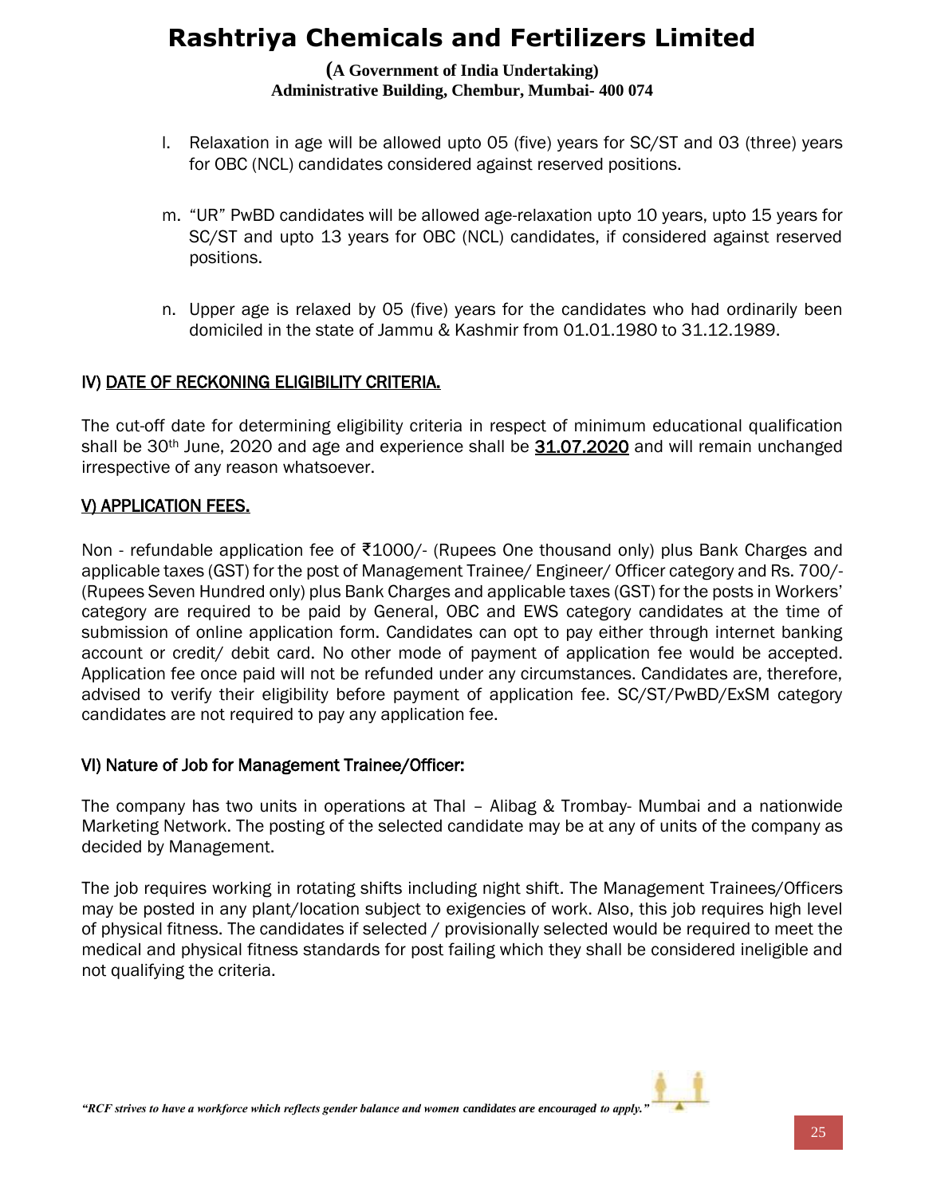l. Relaxation in age will be allowed upto 05 (five) years for SC/ST and 03 (three) years for OBC (NCL) candidates considered against reserved positions.

m. "UR" PwBD candidates will be allowed age-relaxation upto 10 years, upto 15 years for SC/ST and upto 13 years for OBC (NCL) candidates, if considered against reserved positions.

n. Upper age is relaxed by 05 (five) years for the candidates who had ordinarily been domiciled in the state of Jammu & Kashmir from 01.01.1980 to 31.12.1989.

## IV) DATE OF RECKONING ELIGIBILITY CRITERIA.

The cut-off date for determining eligibility criteria in respect of minimum educational qualification shall be 30th June, 2020 and age and experience shall be **31.07.2020** and will remain unchanged irrespective of any reason whatsoever.

## V) APPLICATION FEES.

Non - refundable application fee of ₹1000/- (Rupees One thousand only) plus Bank Charges and applicable taxes (GST) for the post of Management Trainee/ Engineer/ Officer category and Rs. 700/- (Rupees Seven Hundred only) plus Bank Charges and applicable taxes (GST) for the posts in Workers' category are required to be paid by General, OBC and EWS category candidates at the time of submission of online application form. Candidates can opt to pay either through internet banking account or credit/ debit card. No other mode of payment of application fee would be accepted. Application fee once paid will not be refunded under any circumstances. Candidates are, therefore, advised to verify their eligibility before payment of application fee. SC/ST/PwBD/ExSM category candidates are not required to pay any application fee.

## VI) Nature of Job for Management Trainee/Officer:

The company has two units in operations at Thal – Alibag & Trombay- Mumbai and a nationwide Marketing Network. The posting of the selected candidate may be at any of units of the company as decided by Management.

The job requires working in rotating shifts including night shift. The Management Trainees/Officers may be posted in any plant/location subject to exigencies of work. Also, this job requires high level of physical fitness. The candidates if selected / provisionally selected would be required to meet the medical and physical fitness standards for post failing which they shall be considered ineligible and not qualifying the criteria.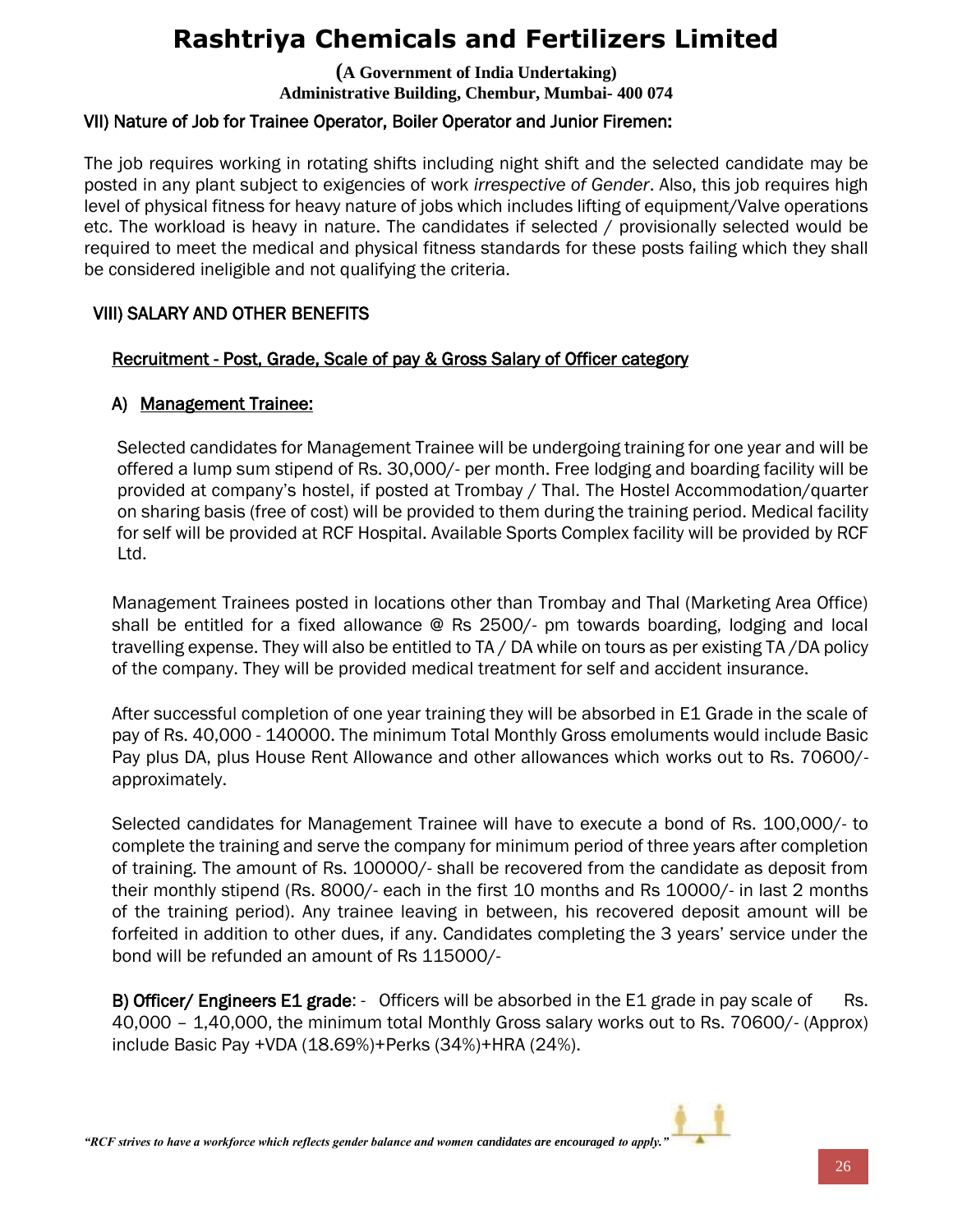## VII) Nature of Job for Trainee Operator, Boiler Operator and Junior Firemen:

The job requires working in rotating shifts including night shift and the selected candidate may be posted in any plant subject to exigencies of work *irrespective of Gender*. Also, this job requires high level of physical fitness for heavy nature of jobs which includes lifting of equipment/Valve operations etc. The workload is heavy in nature. The candidates if selected / provisionally selected would be required to meet the medical and physical fitness standards for these posts failing which they shall be considered ineligible and not qualifying the criteria.

## VIII) SALARY AND OTHER BENEFITS

### Recruitment - Post, Grade, Scale of pay & Gross Salary of Officer category

### A) Management Trainee:

Selected candidates for Management Trainee will be undergoing training for one year and will be offered a lump sum stipend of Rs. 30,000/- per month. Free lodging and boarding facility will be provided at company's hostel, if posted at Trombay / Thal. The Hostel Accommodation/quarter on sharing basis (free of cost) will be provided to them during the training period. Medical facility for self will be provided at RCF Hospital. Available Sports Complex facility will be provided by RCF Ltd.

Management Trainees posted in locations other than Trombay and Thal (Marketing Area Office) shall be entitled for a fixed allowance @ Rs 2500/- pm towards boarding, lodging and local travelling expense. They will also be entitled to TA / DA while on tours as per existing TA /DA policy of the company. They will be provided medical treatment for self and accident insurance.

After successful completion of one year training they will be absorbed in E1 Grade in the scale of pay of Rs. 40,000 - 140000. The minimum Total Monthly Gross emoluments would include Basic Pay plus DA, plus House Rent Allowance and other allowances which works out to Rs. 70600/- approximately.

Selected candidates for Management Trainee will have to execute a bond of Rs. 100,000/- to complete the training and serve the company for minimum period of three years after completion of training. The amount of Rs. 100000/- shall be recovered from the candidate as deposit from their monthly stipend (Rs. 8000/- each in the first 10 months and Rs 10000/- in last 2 months of the training period). Any trainee leaving in between, his recovered deposit amount will be forfeited in addition to other dues, if any. Candidates completing the 3 years' service under the bond will be refunded an amount of Rs 115000/-

**B) Officer/ Engineers E1 grade**: - Officers will be absorbed in the E1 grade in pay scale of Rs. 40,000 – 1,40,000, the minimum total Monthly Gross salary works out to Rs. 70600/- (Approx) include Basic Pay +VDA (18.69%)+Perks (34%)+HRA (24%).

*"RCF strives to have a workforce which reflects gender balance and women candidates are encouraged to apply."*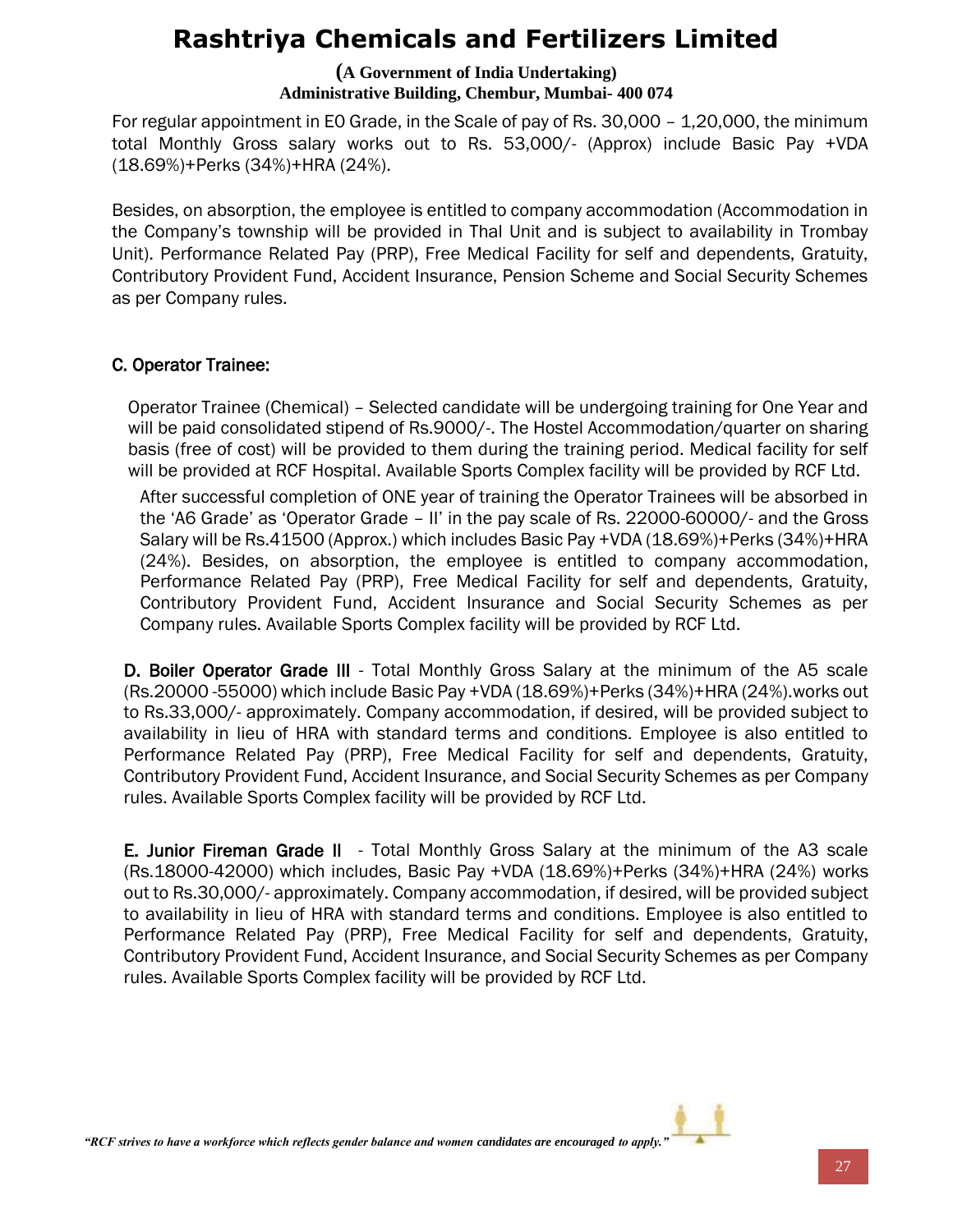For regular appointment in E0 Grade, in the Scale of pay of Rs. 30,000 – 1,20,000, the minimum total Monthly Gross salary works out to Rs. 53,000/- (Approx) include Basic Pay +VDA (18.69%)+Perks (34%)+HRA (24%).

Besides, on absorption, the employee is entitled to company accommodation (Accommodation in the Company's township will be provided in Thal Unit and is subject to availability in Trombay Unit). Performance Related Pay (PRP), Free Medical Facility for self and dependents, Gratuity, Contributory Provident Fund, Accident Insurance, Pension Scheme and Social Security Schemes as per Company rules.

**C. Operator Trainee:**

Operator Trainee (Chemical) – Selected candidate will be undergoing training for One Year and will be paid consolidated stipend of Rs.9000/-. The Hostel Accommodation/quarter on sharing basis (free of cost) will be provided to them during the training period. Medical facility for self will be provided at RCF Hospital. Available Sports Complex facility will be provided by RCF Ltd.

After successful completion of ONE year of training the Operator Trainees will be absorbed in the 'A6 Grade' as 'Operator Grade – II' in the pay scale of Rs. 22000-60000/- and the Gross Salary will be Rs.41500 (Approx.) which includes Basic Pay +VDA (18.69%)+Perks (34%)+HRA (24%). Besides, on absorption, the employee is entitled to company accommodation, Performance Related Pay (PRP), Free Medical Facility for self and dependents, Gratuity, Contributory Provident Fund, Accident Insurance and Social Security Schemes as per Company rules. Available Sports Complex facility will be provided by RCF Ltd.

**D. Boiler Operator Grade III** - Total Monthly Gross Salary at the minimum of the A5 scale (Rs.20000 -55000) which include Basic Pay +VDA (18.69%)+Perks (34%)+HRA (24%).works out to Rs.33,000/- approximately. Company accommodation, if desired, will be provided subject to availability in lieu of HRA with standard terms and conditions. Employee is also entitled to Performance Related Pay (PRP), Free Medical Facility for self and dependents, Gratuity, Contributory Provident Fund, Accident Insurance, and Social Security Schemes as per Company rules. Available Sports Complex facility will be provided by RCF Ltd.

**E. Junior Fireman Grade II** - Total Monthly Gross Salary at the minimum of the A3 scale (Rs.18000-42000) which includes, Basic Pay +VDA (18.69%)+Perks (34%)+HRA (24%) works out to Rs.30,000/- approximately. Company accommodation, if desired, will be provided subject to availability in lieu of HRA with standard terms and conditions. Employee is also entitled to Performance Related Pay (PRP), Free Medical Facility for self and dependents, Gratuity, Contributory Provident Fund, Accident Insurance, and Social Security Schemes as per Company rules. Available Sports Complex facility will be provided by RCF Ltd.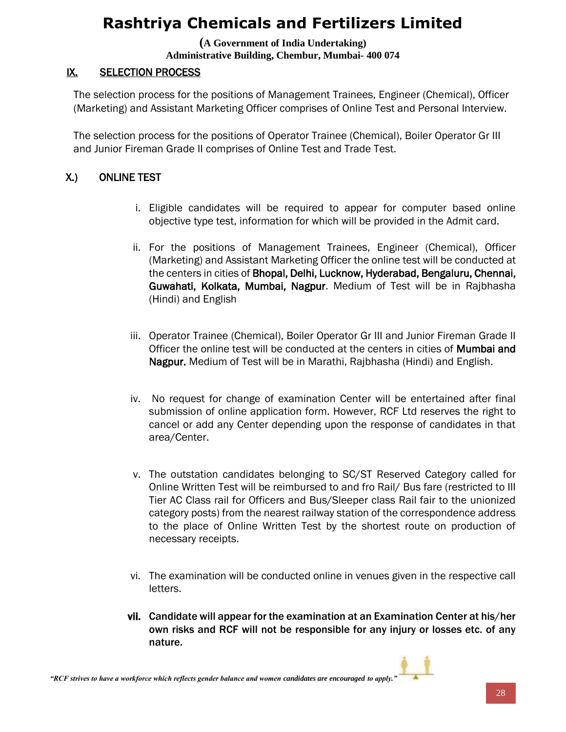## IX. SELECTION PROCESS

The selection process for the positions of Management Trainees, Engineer (Chemical), Officer (Marketing) and Assistant Marketing Officer comprises of Online Test and Personal Interview.

The selection process for the positions of Operator Trainee (Chemical), Boiler Operator Gr III and Junior Fireman Grade II comprises of Online Test and Trade Test.

## X.) ONLINE TEST

i. Eligible candidates will be required to appear for computer based online objective type test, information for which will be provided in the Admit card.

ii. For the positions of Management Trainees, Engineer (Chemical), Officer (Marketing) and Assistant Marketing Officer the online test will be conducted at the centers in cities of **Bhopal, Delhi, Lucknow, Hyderabad, Bengaluru, Chennai, Guwahati, Kolkata, Mumbai, Nagpur**. Medium of Test will be in Rajbhasha (Hindi) and English

iii. Operator Trainee (Chemical), Boiler Operator Gr III and Junior Fireman Grade II Officer the online test will be conducted at the centers in cities of **Mumbai and Nagpur.** Medium of Test will be in Marathi, Rajbhasha (Hindi) and English.

iv. No request for change of examination Center will be entertained after final submission of online application form. However, RCF Ltd reserves the right to cancel or add any Center depending upon the response of candidates in that area/Center.

v. The outstation candidates belonging to SC/ST Reserved Category called for Online Written Test will be reimbursed to and fro Rail/ Bus fare (restricted to III Tier AC Class rail for Officers and Bus/Sleeper class Rail fair to the unionized category posts) from the nearest railway station of the correspondence address to the place of Online Written Test by the shortest route on production of necessary receipts.

vi. The examination will be conducted online in venues given in the respective call letters.

**vii. Candidate will appear for the examination at an Examination Center at his/her own risks and RCF will not be responsible for any injury or losses etc. of any nature.**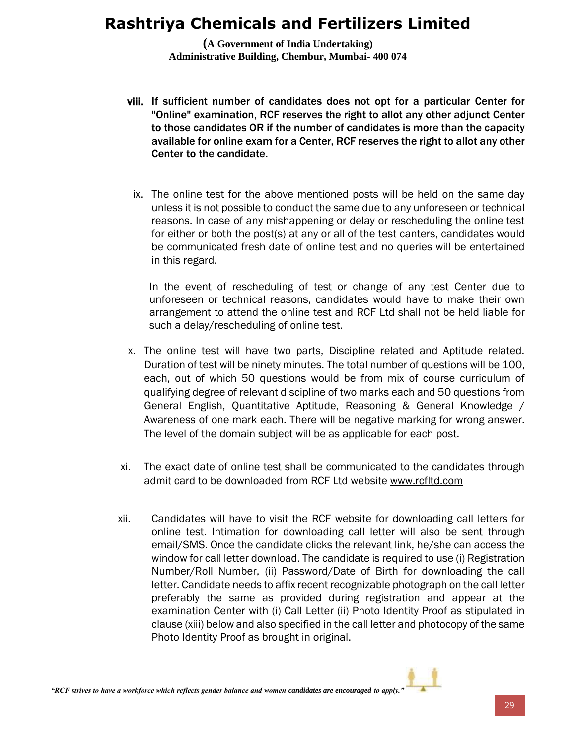**viii. If sufficient number of candidates does not opt for a particular Center for "Online" examination, RCF reserves the right to allot any other adjunct Center to those candidates OR if the number of candidates is more than the capacity available for online exam for a Center, RCF reserves the right to allot any other Center to the candidate.**

ix. The online test for the above mentioned posts will be held on the same day unless it is not possible to conduct the same due to any unforeseen or technical reasons. In case of any mishappening or delay or rescheduling the online test for either or both the post(s) at any or all of the test canters, candidates would be communicated fresh date of online test and no queries will be entertained in this regard.

In the event of rescheduling of test or change of any test Center due to unforeseen or technical reasons, candidates would have to make their own arrangement to attend the online test and RCF Ltd shall not be held liable for such a delay/rescheduling of online test.

x. The online test will have two parts, Discipline related and Aptitude related. Duration of test will be ninety minutes. The total number of questions will be 100, each, out of which 50 questions would be from mix of course curriculum of qualifying degree of relevant discipline of two marks each and 50 questions from General English, Quantitative Aptitude, Reasoning & General Knowledge / Awareness of one mark each. There will be negative marking for wrong answer. The level of the domain subject will be as applicable for each post.

xi. The exact date of online test shall be communicated to the candidates through admit card to be downloaded from RCF Ltd website www.rcfltd.com

xii. Candidates will have to visit the RCF website for downloading call letters for online test. Intimation for downloading call letter will also be sent through email/SMS. Once the candidate clicks the relevant link, he/she can access the window for call letter download. The candidate is required to use (i) Registration Number/Roll Number, (ii) Password/Date of Birth for downloading the call letter. Candidate needs to affix recent recognizable photograph on the call letter preferably the same as provided during registration and appear at the examination Center with (i) Call Letter (ii) Photo Identity Proof as stipulated in clause (xiii) below and also specified in the call letter and photocopy of the same Photo Identity Proof as brought in original.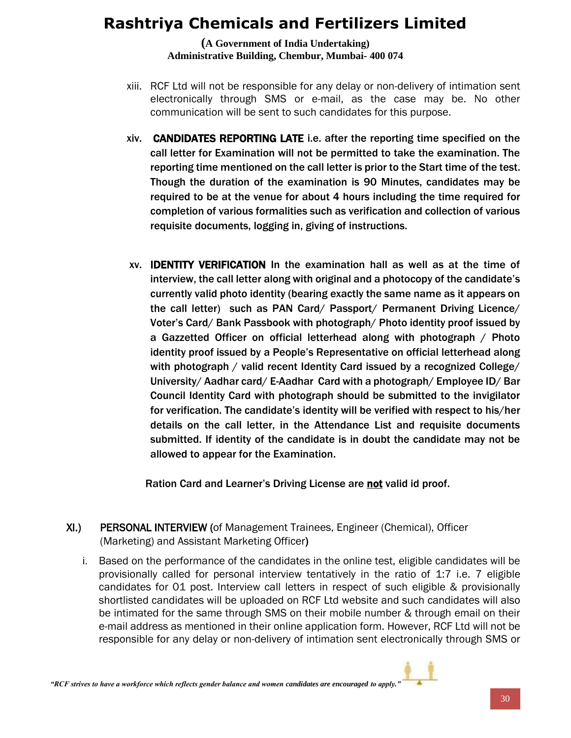xiii. RCF Ltd will not be responsible for any delay or non-delivery of intimation sent electronically through SMS or e-mail, as the case may be. No other communication will be sent to such candidates for this purpose.

xiv. **CANDIDATES REPORTING LATE i.e. after the reporting time specified on the call letter for Examination will not be permitted to take the examination. The reporting time mentioned on the call letter is prior to the Start time of the test. Though the duration of the examination is 90 Minutes, candidates may be required to be at the venue for about 4 hours including the time required for completion of various formalities such as verification and collection of various requisite documents, logging in, giving of instructions.**

xv. **IDENTITY VERIFICATION In the examination hall as well as at the time of interview, the call letter along with original and a photocopy of the candidate's currently valid photo identity (bearing exactly the same name as it appears on the call letter) such as PAN Card/ Passport/ Permanent Driving Licence/ Voter's Card/ Bank Passbook with photograph/ Photo identity proof issued by a Gazzetted Officer on official letterhead along with photograph / Photo identity proof issued by a People's Representative on official letterhead along with photograph / valid recent Identity Card issued by a recognized College/ University/ Aadhar card/ E-Aadhar Card with a photograph/ Employee ID/ Bar Council Identity Card with photograph should be submitted to the invigilator for verification. The candidate's identity will be verified with respect to his/her details on the call letter, in the Attendance List and requisite documents submitted. If identity of the candidate is in doubt the candidate may not be allowed to appear for the Examination.**

**Ration Card and Learner's Driving License are <u>not</u> valid id proof.**

## XI.) PERSONAL INTERVIEW (of Management Trainees, Engineer (Chemical), Officer (Marketing) and Assistant Marketing Officer)

i. Based on the performance of the candidates in the online test, eligible candidates will be provisionally called for personal interview tentatively in the ratio of 1:7 i.e. 7 eligible candidates for 01 post. Interview call letters in respect of such eligible & provisionally shortlisted candidates will be uploaded on RCF Ltd website and such candidates will also be intimated for the same through SMS on their mobile number & through email on their e-mail address as mentioned in their online application form. However, RCF Ltd will not be responsible for any delay or non-delivery of intimation sent electronically through SMS or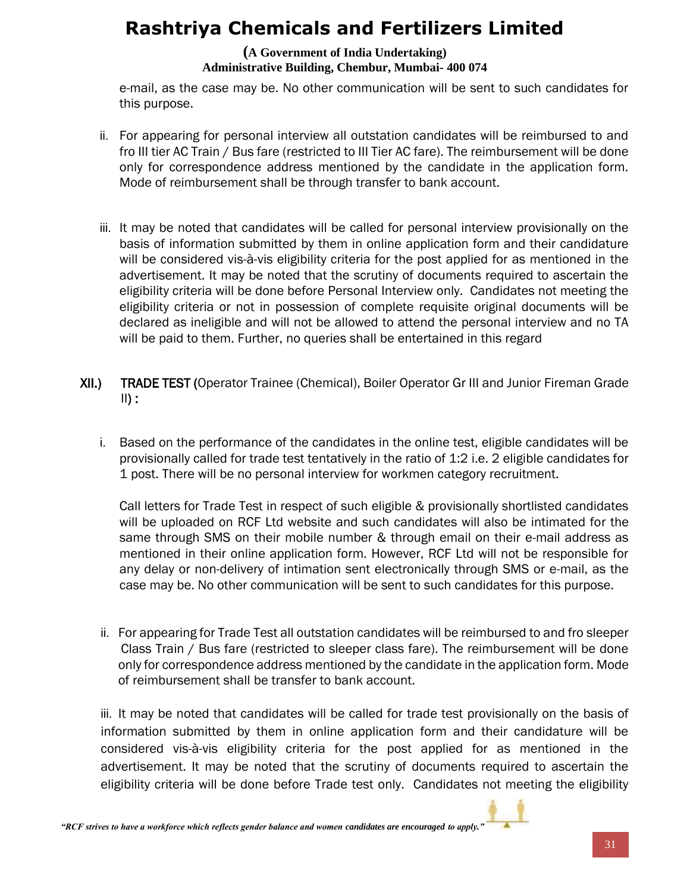e-mail, as the case may be. No other communication will be sent to such candidates for this purpose.

ii. For appearing for personal interview all outstation candidates will be reimbursed to and fro III tier AC Train / Bus fare (restricted to III Tier AC fare). The reimbursement will be done only for correspondence address mentioned by the candidate in the application form. Mode of reimbursement shall be through transfer to bank account.

iii. It may be noted that candidates will be called for personal interview provisionally on the basis of information submitted by them in online application form and their candidature will be considered vis-à-vis eligibility criteria for the post applied for as mentioned in the advertisement. It may be noted that the scrutiny of documents required to ascertain the eligibility criteria will be done before Personal Interview only. Candidates not meeting the eligibility criteria or not in possession of complete requisite original documents will be declared as ineligible and will not be allowed to attend the personal interview and no TA will be paid to them. Further, no queries shall be entertained in this regard

**XII.) TRADE TEST (**Operator Trainee (Chemical), Boiler Operator Gr III and Junior Fireman Grade II**) :**

i. Based on the performance of the candidates in the online test, eligible candidates will be provisionally called for trade test tentatively in the ratio of 1:2 i.e. 2 eligible candidates for 1 post. There will be no personal interview for workmen category recruitment.

Call letters for Trade Test in respect of such eligible & provisionally shortlisted candidates will be uploaded on RCF Ltd website and such candidates will also be intimated for the same through SMS on their mobile number & through email on their e-mail address as mentioned in their online application form. However, RCF Ltd will not be responsible for any delay or non-delivery of intimation sent electronically through SMS or e-mail, as the case may be. No other communication will be sent to such candidates for this purpose.

ii. For appearing for Trade Test all outstation candidates will be reimbursed to and fro sleeper Class Train / Bus fare (restricted to sleeper class fare). The reimbursement will be done only for correspondence address mentioned by the candidate in the application form. Mode of reimbursement shall be transfer to bank account.

iii. It may be noted that candidates will be called for trade test provisionally on the basis of information submitted by them in online application form and their candidature will be considered vis-à-vis eligibility criteria for the post applied for as mentioned in the advertisement. It may be noted that the scrutiny of documents required to ascertain the eligibility criteria will be done before Trade test only. Candidates not meeting the eligibility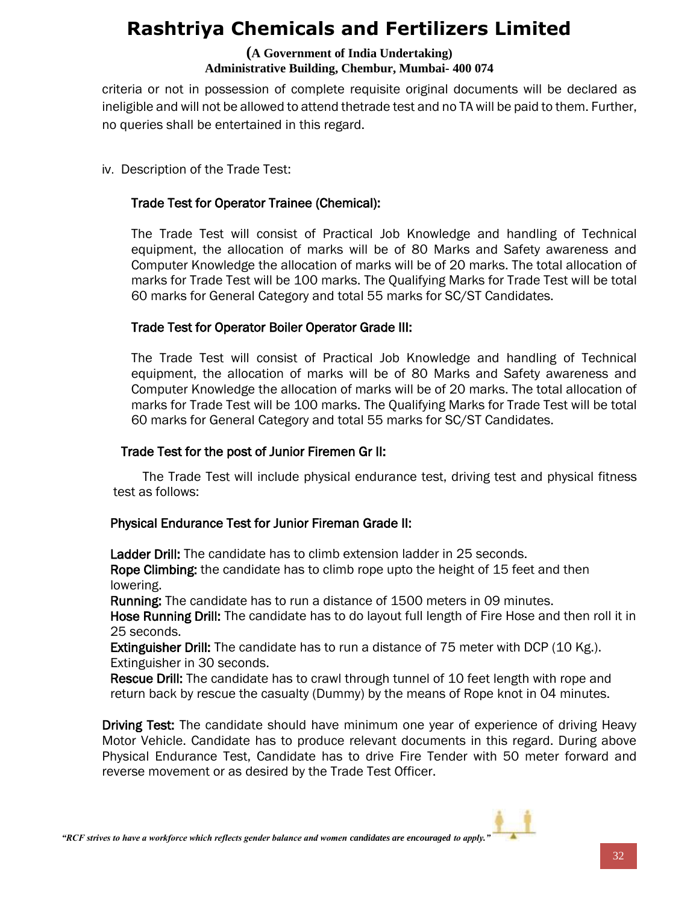criteria or not in possession of complete requisite original documents will be declared as ineligible and will not be allowed to attend thetrade test and no TA will be paid to them. Further, no queries shall be entertained in this regard.

iv. Description of the Trade Test:

**Trade Test for Operator Trainee (Chemical):**

The Trade Test will consist of Practical Job Knowledge and handling of Technical equipment, the allocation of marks will be of 80 Marks and Safety awareness and Computer Knowledge the allocation of marks will be of 20 marks. The total allocation of marks for Trade Test will be 100 marks. The Qualifying Marks for Trade Test will be total 60 marks for General Category and total 55 marks for SC/ST Candidates.

**Trade Test for Operator Boiler Operator Grade III:**

The Trade Test will consist of Practical Job Knowledge and handling of Technical equipment, the allocation of marks will be of 80 Marks and Safety awareness and Computer Knowledge the allocation of marks will be of 20 marks. The total allocation of marks for Trade Test will be 100 marks. The Qualifying Marks for Trade Test will be total 60 marks for General Category and total 55 marks for SC/ST Candidates.

**Trade Test for the post of Junior Firemen Gr II:**

The Trade Test will include physical endurance test, driving test and physical fitness test as follows:

**Physical Endurance Test for Junior Fireman Grade II:**

**Ladder Drill:** The candidate has to climb extension ladder in 25 seconds.
**Rope Climbing:** the candidate has to climb rope upto the height of 15 feet and then lowering.
**Running:** The candidate has to run a distance of 1500 meters in 09 minutes.
**Hose Running Drill:** The candidate has to do layout full length of Fire Hose and then roll it in 25 seconds.
**Extinguisher Drill:** The candidate has to run a distance of 75 meter with DCP (10 Kg.). Extinguisher in 30 seconds.
**Rescue Drill:** The candidate has to crawl through tunnel of 10 feet length with rope and return back by rescue the casualty (Dummy) by the means of Rope knot in 04 minutes.

**Driving Test:** The candidate should have minimum one year of experience of driving Heavy Motor Vehicle. Candidate has to produce relevant documents in this regard. During above Physical Endurance Test, Candidate has to drive Fire Tender with 50 meter forward and reverse movement or as desired by the Trade Test Officer.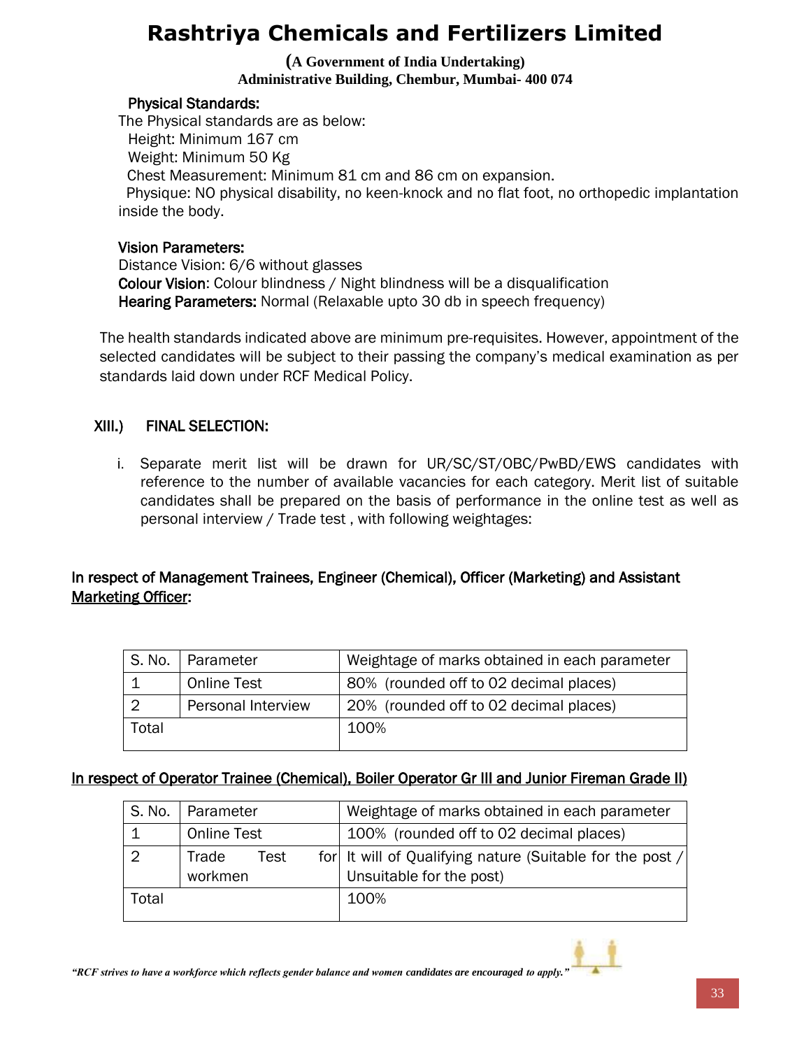**Physical Standards:**

The Physical standards are as below:

Height: Minimum 167 cm

Weight: Minimum 50 Kg

Chest Measurement: Minimum 81 cm and 86 cm on expansion.

Physique: NO physical disability, no keen-knock and no flat foot, no orthopedic implantation inside the body.

**Vision Parameters:**

Distance Vision: 6/6 without glasses

**Colour Vision**: Colour blindness / Night blindness will be a disqualification

**Hearing Parameters:** Normal (Relaxable upto 30 db in speech frequency)

The health standards indicated above are minimum pre-requisites. However, appointment of the selected candidates will be subject to their passing the company's medical examination as per standards laid down under RCF Medical Policy.

## XIII.) FINAL SELECTION:

i. Separate merit list will be drawn for UR/SC/ST/OBC/PwBD/EWS candidates with reference to the number of available vacancies for each category. Merit list of suitable candidates shall be prepared on the basis of performance in the online test as well as personal interview / Trade test , with following weightages:

**In respect of Management Trainees, Engineer (Chemical), Officer (Marketing) and Assistant Marketing Officer:**

| S. No. | Parameter | Weightage of marks obtained in each parameter |
|---|---|---|
| 1 | Online Test | 80% (rounded off to 02 decimal places) |
| 2 | Personal Interview | 20% (rounded off to 02 decimal places) |
| Total | | 100% |

**In respect of Operator Trainee (Chemical), Boiler Operator Gr III and Junior Fireman Grade II)**

| S. No. | Parameter | Weightage of marks obtained in each parameter |
|---|---|---|
| 1 | Online Test | 100% (rounded off to 02 decimal places) |
| 2 | Trade Test for workmen | It will of Qualifying nature (Suitable for the post / Unsuitable for the post) |
| Total | | 100% |

*"RCF strives to have a workforce which reflects gender balance and women candidates are encouraged to apply."*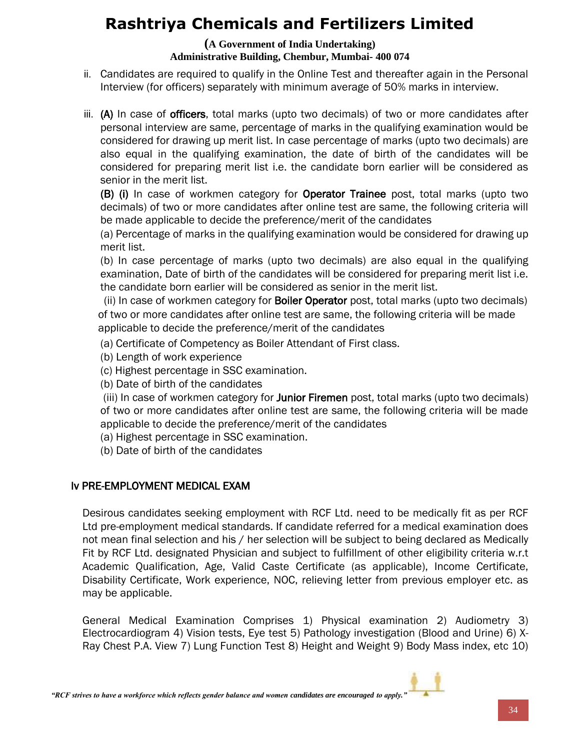ii. Candidates are required to qualify in the Online Test and thereafter again in the Personal Interview (for officers) separately with minimum average of 50% marks in interview.

iii. **(A)** In case of **officers**, total marks (upto two decimals) of two or more candidates after personal interview are same, percentage of marks in the qualifying examination would be considered for drawing up merit list. In case percentage of marks (upto two decimals) are also equal in the qualifying examination, the date of birth of the candidates will be considered for preparing merit list i.e. the candidate born earlier will be considered as senior in the merit list.

**(B) (i)** In case of workmen category for **Operator Trainee** post, total marks (upto two decimals) of two or more candidates after online test are same, the following criteria will be made applicable to decide the preference/merit of the candidates

(a) Percentage of marks in the qualifying examination would be considered for drawing up merit list.

(b) In case percentage of marks (upto two decimals) are also equal in the qualifying examination, Date of birth of the candidates will be considered for preparing merit list i.e. the candidate born earlier will be considered as senior in the merit list.

(ii) In case of workmen category for **Boiler Operator** post, total marks (upto two decimals) of two or more candidates after online test are same, the following criteria will be made applicable to decide the preference/merit of the candidates

(a) Certificate of Competency as Boiler Attendant of First class.

(b) Length of work experience

(c) Highest percentage in SSC examination.

(b) Date of birth of the candidates

(iii) In case of workmen category for **Junior Firemen** post, total marks (upto two decimals) of two or more candidates after online test are same, the following criteria will be made applicable to decide the preference/merit of the candidates

(a) Highest percentage in SSC examination.

(b) Date of birth of the candidates

## Iv PRE-EMPLOYMENT MEDICAL EXAM

Desirous candidates seeking employment with RCF Ltd. need to be medically fit as per RCF Ltd pre-employment medical standards. If candidate referred for a medical examination does not mean final selection and his / her selection will be subject to being declared as Medically Fit by RCF Ltd. designated Physician and subject to fulfillment of other eligibility criteria w.r.t Academic Qualification, Age, Valid Caste Certificate (as applicable), Income Certificate, Disability Certificate, Work experience, NOC, relieving letter from previous employer etc. as may be applicable.

General Medical Examination Comprises 1) Physical examination 2) Audiometry 3) Electrocardiogram 4) Vision tests, Eye test 5) Pathology investigation (Blood and Urine) 6) X-Ray Chest P.A. View 7) Lung Function Test 8) Height and Weight 9) Body Mass index, etc 10)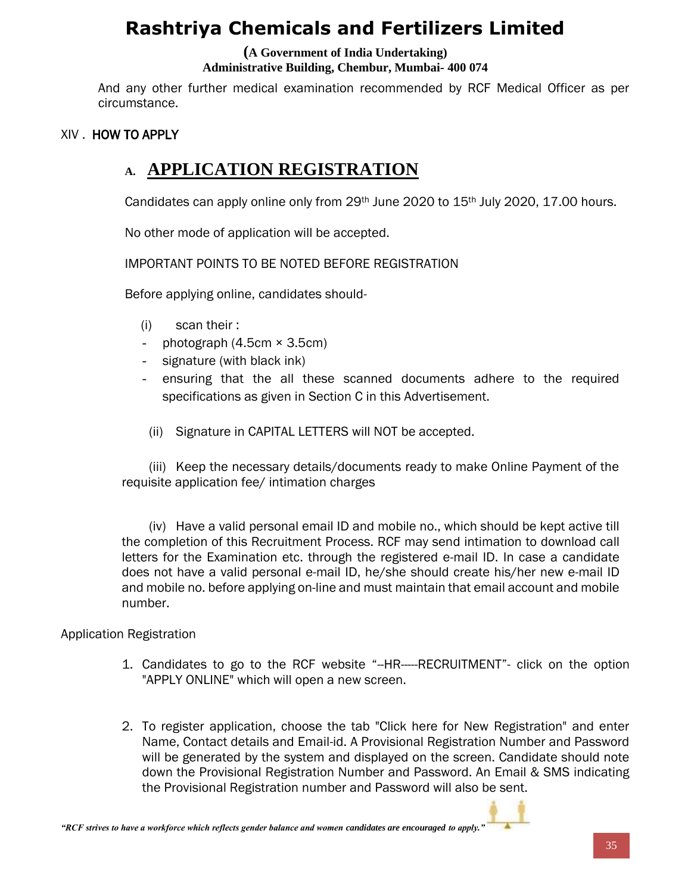And any other further medical examination recommended by RCF Medical Officer as per circumstance.

## XIV . HOW TO APPLY

### A. APPLICATION REGISTRATION

Candidates can apply online only from 29th June 2020 to 15th July 2020, 17.00 hours.

No other mode of application will be accepted.

IMPORTANT POINTS TO BE NOTED BEFORE REGISTRATION

Before applying online, candidates should-

(i) scan their :

- photograph (4.5cm × 3.5cm)
- signature (with black ink)
- ensuring that the all these scanned documents adhere to the required specifications as given in Section C in this Advertisement.

(ii) Signature in CAPITAL LETTERS will NOT be accepted.

(iii) Keep the necessary details/documents ready to make Online Payment of the requisite application fee/ intimation charges

(iv) Have a valid personal email ID and mobile no., which should be kept active till the completion of this Recruitment Process. RCF may send intimation to download call letters for the Examination etc. through the registered e-mail ID. In case a candidate does not have a valid personal e-mail ID, he/she should create his/her new e-mail ID and mobile no. before applying on-line and must maintain that email account and mobile number.

Application Registration

1. Candidates to go to the RCF website "--HR-----RECRUITMENT"- click on the option "APPLY ONLINE" which will open a new screen.

2. To register application, choose the tab "Click here for New Registration" and enter Name, Contact details and Email-id. A Provisional Registration Number and Password will be generated by the system and displayed on the screen. Candidate should note down the Provisional Registration Number and Password. An Email & SMS indicating the Provisional Registration number and Password will also be sent.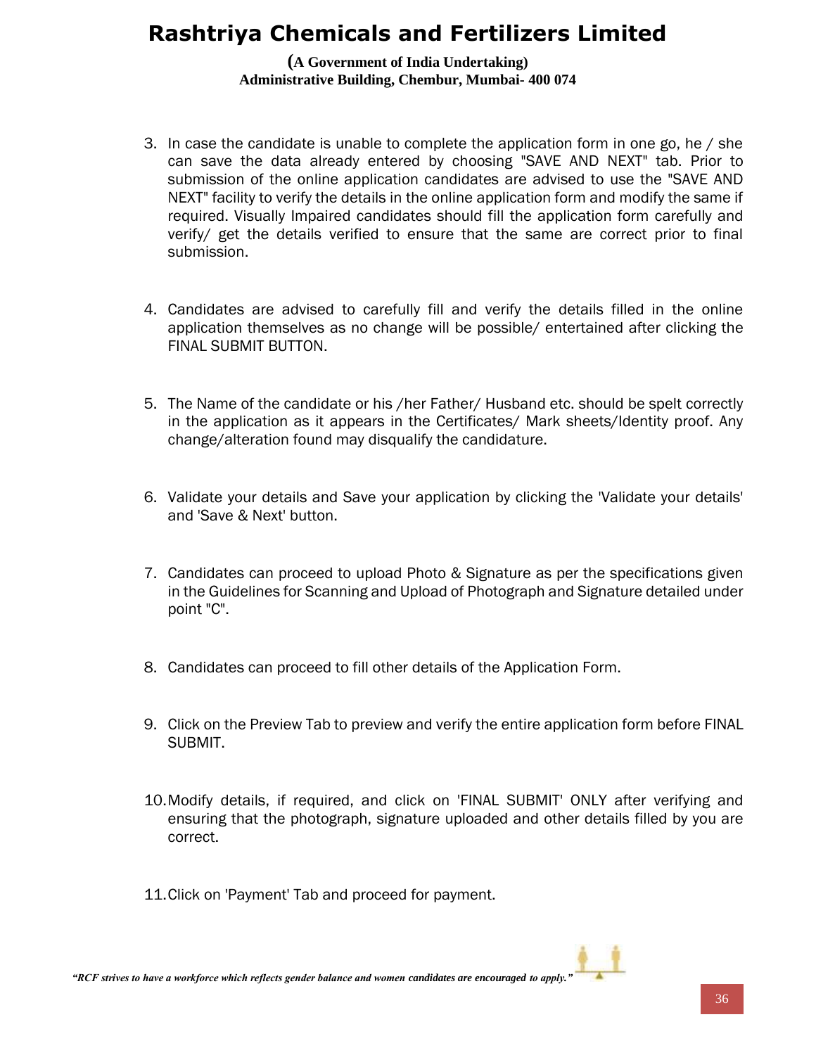3. In case the candidate is unable to complete the application form in one go, he / she can save the data already entered by choosing "SAVE AND NEXT" tab. Prior to submission of the online application candidates are advised to use the "SAVE AND NEXT" facility to verify the details in the online application form and modify the same if required. Visually Impaired candidates should fill the application form carefully and verify/ get the details verified to ensure that the same are correct prior to final submission.

4. Candidates are advised to carefully fill and verify the details filled in the online application themselves as no change will be possible/ entertained after clicking the FINAL SUBMIT BUTTON.

5. The Name of the candidate or his /her Father/ Husband etc. should be spelt correctly in the application as it appears in the Certificates/ Mark sheets/Identity proof. Any change/alteration found may disqualify the candidature.

6. Validate your details and Save your application by clicking the 'Validate your details' and 'Save & Next' button.

7. Candidates can proceed to upload Photo & Signature as per the specifications given in the Guidelines for Scanning and Upload of Photograph and Signature detailed under point "C".

8. Candidates can proceed to fill other details of the Application Form.

9. Click on the Preview Tab to preview and verify the entire application form before FINAL SUBMIT.

10. Modify details, if required, and click on 'FINAL SUBMIT' ONLY after verifying and ensuring that the photograph, signature uploaded and other details filled by you are correct.

11. Click on 'Payment' Tab and proceed for payment.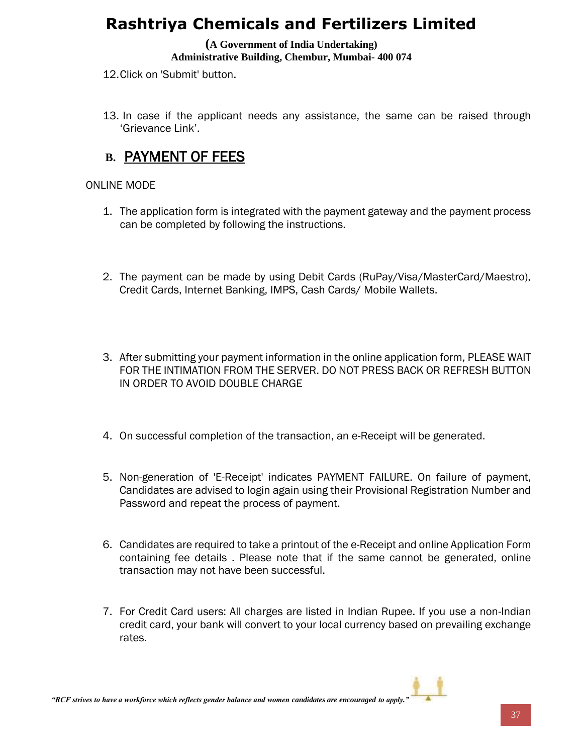12. Click on 'Submit' button.

13. In case if the applicant needs any assistance, the same can be raised through 'Grievance Link'.

## B. PAYMENT OF FEES

ONLINE MODE

1. The application form is integrated with the payment gateway and the payment process can be completed by following the instructions.

2. The payment can be made by using Debit Cards (RuPay/Visa/MasterCard/Maestro), Credit Cards, Internet Banking, IMPS, Cash Cards/ Mobile Wallets.

3. After submitting your payment information in the online application form, PLEASE WAIT FOR THE INTIMATION FROM THE SERVER. DO NOT PRESS BACK OR REFRESH BUTTON IN ORDER TO AVOID DOUBLE CHARGE

4. On successful completion of the transaction, an e-Receipt will be generated.

5. Non-generation of 'E-Receipt' indicates PAYMENT FAILURE. On failure of payment, Candidates are advised to login again using their Provisional Registration Number and Password and repeat the process of payment.

6. Candidates are required to take a printout of the e-Receipt and online Application Form containing fee details . Please note that if the same cannot be generated, online transaction may not have been successful.

7. For Credit Card users: All charges are listed in Indian Rupee. If you use a non-Indian credit card, your bank will convert to your local currency based on prevailing exchange rates.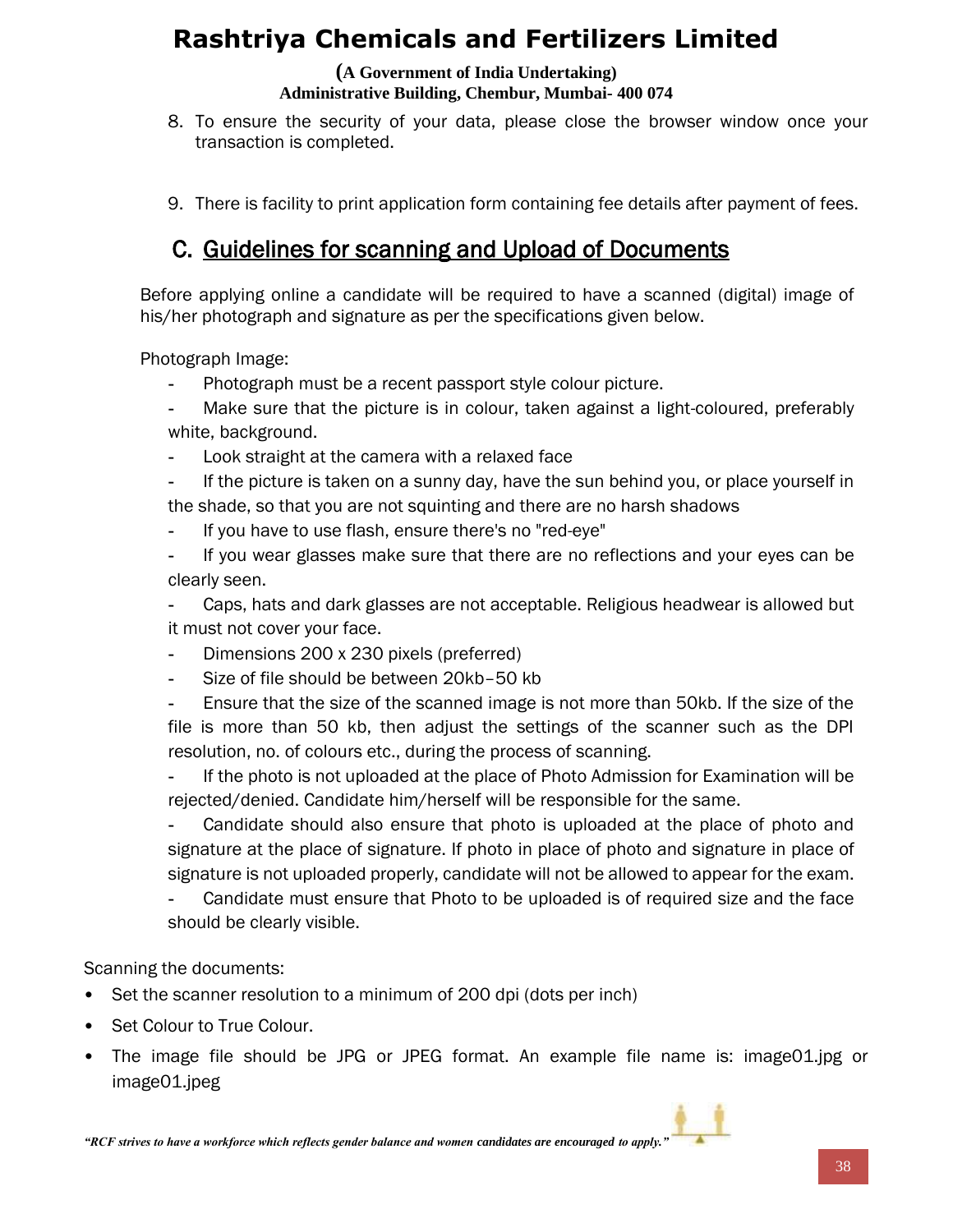8. To ensure the security of your data, please close the browser window once your transaction is completed.

9. There is facility to print application form containing fee details after payment of fees.

## C. Guidelines for scanning and Upload of Documents

Before applying online a candidate will be required to have a scanned (digital) image of his/her photograph and signature as per the specifications given below.

Photograph Image:

- Photograph must be a recent passport style colour picture.
- Make sure that the picture is in colour, taken against a light-coloured, preferably white, background.
- Look straight at the camera with a relaxed face
- If the picture is taken on a sunny day, have the sun behind you, or place yourself in the shade, so that you are not squinting and there are no harsh shadows
- If you have to use flash, ensure there's no "red-eye"
- If you wear glasses make sure that there are no reflections and your eyes can be clearly seen.
- Caps, hats and dark glasses are not acceptable. Religious headwear is allowed but it must not cover your face.
- Dimensions 200 x 230 pixels (preferred)
- Size of file should be between 20kb–50 kb
- Ensure that the size of the scanned image is not more than 50kb. If the size of the file is more than 50 kb, then adjust the settings of the scanner such as the DPI resolution, no. of colours etc., during the process of scanning.
- If the photo is not uploaded at the place of Photo Admission for Examination will be rejected/denied. Candidate him/herself will be responsible for the same.
- Candidate should also ensure that photo is uploaded at the place of photo and signature at the place of signature. If photo in place of photo and signature in place of signature is not uploaded properly, candidate will not be allowed to appear for the exam.
- Candidate must ensure that Photo to be uploaded is of required size and the face should be clearly visible.

Scanning the documents:

- Set the scanner resolution to a minimum of 200 dpi (dots per inch)
- Set Colour to True Colour.
- The image file should be JPG or JPEG format. An example file name is: image01.jpg or image01.jpeg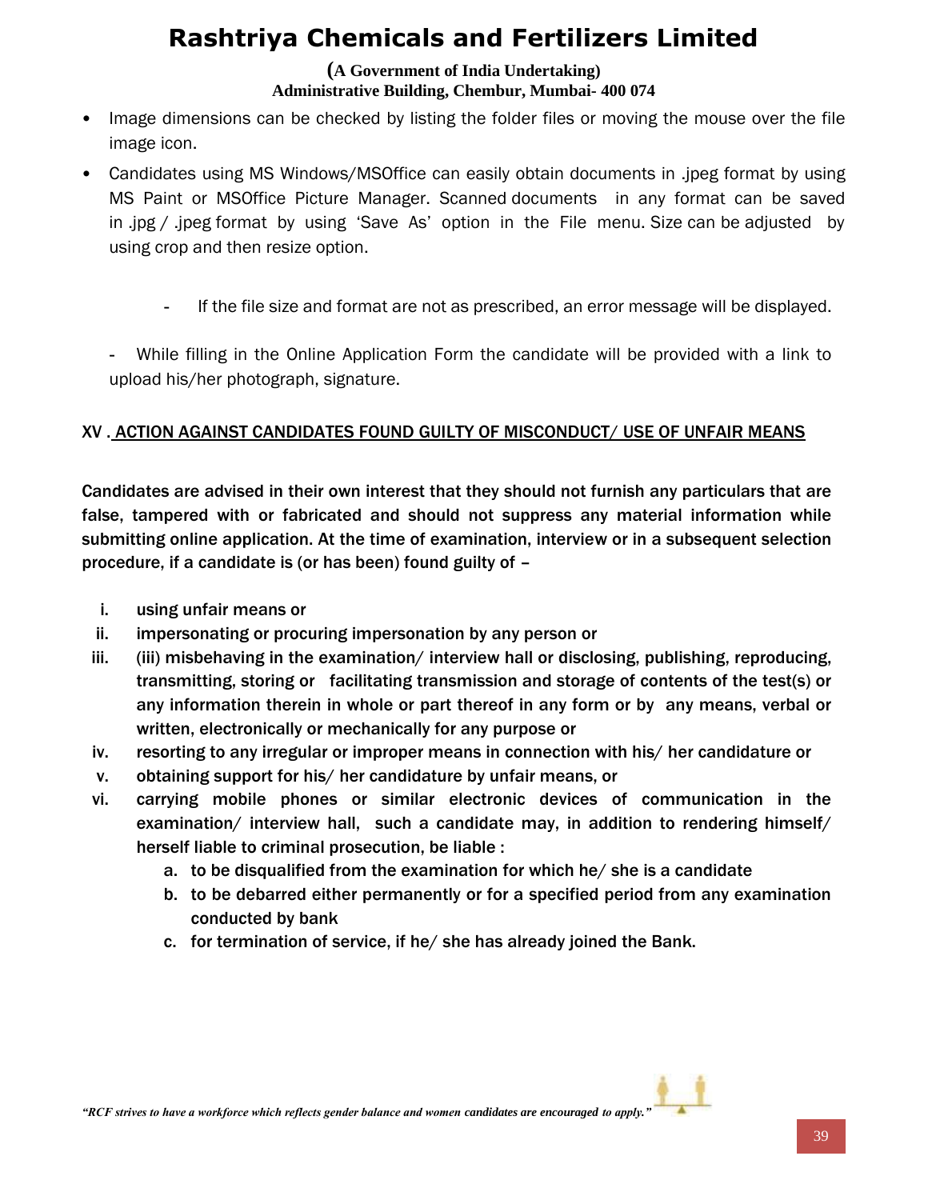- Image dimensions can be checked by listing the folder files or moving the mouse over the file image icon.
- Candidates using MS Windows/MSOffice can easily obtain documents in .jpeg format by using MS Paint or MSOffice Picture Manager. Scanned documents in any format can be saved in .jpg / .jpeg format by using 'Save As' option in the File menu. Size can be adjusted by using crop and then resize option.

  - If the file size and format are not as prescribed, an error message will be displayed.

  - While filling in the Online Application Form the candidate will be provided with a link to upload his/her photograph, signature.

## XV . ACTION AGAINST CANDIDATES FOUND GUILTY OF MISCONDUCT/ USE OF UNFAIR MEANS

**Candidates are advised in their own interest that they should not furnish any particulars that are false, tampered with or fabricated and should not suppress any material information while submitting online application. At the time of examination, interview or in a subsequent selection procedure, if a candidate is (or has been) found guilty of –**

i. **using unfair means or**
ii. **impersonating or procuring impersonation by any person or**
iii. **(iii) misbehaving in the examination/ interview hall or disclosing, publishing, reproducing, transmitting, storing or facilitating transmission and storage of contents of the test(s) or any information therein in whole or part thereof in any form or by any means, verbal or written, electronically or mechanically for any purpose or**
iv. **resorting to any irregular or improper means in connection with his/ her candidature or**
v. **obtaining support for his/ her candidature by unfair means, or**
vi. **carrying mobile phones or similar electronic devices of communication in the examination/ interview hall, such a candidate may, in addition to rendering himself/ herself liable to criminal prosecution, be liable :**
    a. **to be disqualified from the examination for which he/ she is a candidate**
    b. **to be debarred either permanently or for a specified period from any examination conducted by bank**
    c. **for termination of service, if he/ she has already joined the Bank.**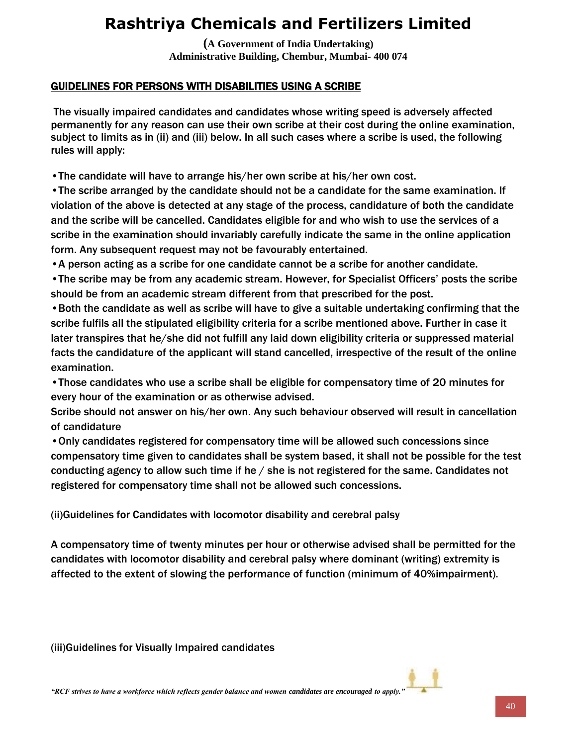# Rashtriya Chemicals and Fertilizers Limited

**(A Government of India Undertaking)**
**Administrative Building, Chembur, Mumbai- 400 074**

## GUIDELINES FOR PERSONS WITH DISABILITIES USING A SCRIBE

The visually impaired candidates and candidates whose writing speed is adversely affected permanently for any reason can use their own scribe at their cost during the online examination, subject to limits as in (ii) and (iii) below. In all such cases where a scribe is used, the following rules will apply:

- The candidate will have to arrange his/her own scribe at his/her own cost.
- The scribe arranged by the candidate should not be a candidate for the same examination. If violation of the above is detected at any stage of the process, candidature of both the candidate and the scribe will be cancelled. Candidates eligible for and who wish to use the services of a scribe in the examination should invariably carefully indicate the same in the online application form. Any subsequent request may not be favourably entertained.
- A person acting as a scribe for one candidate cannot be a scribe for another candidate.
- The scribe may be from any academic stream. However, for Specialist Officers' posts the scribe should be from an academic stream different from that prescribed for the post.
- Both the candidate as well as scribe will have to give a suitable undertaking confirming that the scribe fulfils all the stipulated eligibility criteria for a scribe mentioned above. Further in case it later transpires that he/she did not fulfill any laid down eligibility criteria or suppressed material facts the candidature of the applicant will stand cancelled, irrespective of the result of the online examination.
- Those candidates who use a scribe shall be eligible for compensatory time of 20 minutes for every hour of the examination or as otherwise advised.

Scribe should not answer on his/her own. Any such behaviour observed will result in cancellation of candidature

- Only candidates registered for compensatory time will be allowed such concessions since compensatory time given to candidates shall be system based, it shall not be possible for the test conducting agency to allow such time if he / she is not registered for the same. Candidates not registered for compensatory time shall not be allowed such concessions.

(ii)Guidelines for Candidates with locomotor disability and cerebral palsy

A compensatory time of twenty minutes per hour or otherwise advised shall be permitted for the candidates with locomotor disability and cerebral palsy where dominant (writing) extremity is affected to the extent of slowing the performance of function (minimum of 40%impairment).

(iii)Guidelines for Visually Impaired candidates

*"RCF strives to have a workforce which reflects gender balance and women candidates are encouraged to apply."*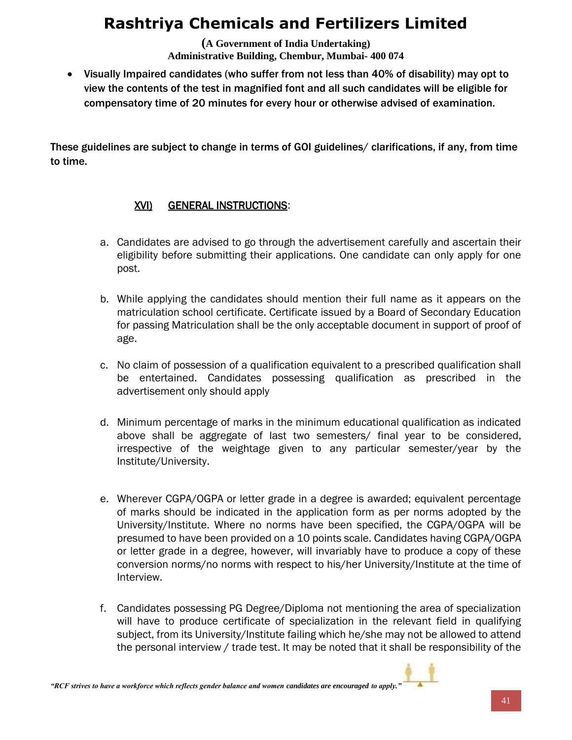- **Visually Impaired candidates (who suffer from not less than 40% of disability) may opt to view the contents of the test in magnified font and all such candidates will be eligible for compensatory time of 20 minutes for every hour or otherwise advised of examination.**

**These guidelines are subject to change in terms of GOI guidelines/ clarifications, if any, from time to time.**

## XVI) GENERAL INSTRUCTIONS:

a. Candidates are advised to go through the advertisement carefully and ascertain their eligibility before submitting their applications. One candidate can only apply for one post.

b. While applying the candidates should mention their full name as it appears on the matriculation school certificate. Certificate issued by a Board of Secondary Education for passing Matriculation shall be the only acceptable document in support of proof of age.

c. No claim of possession of a qualification equivalent to a prescribed qualification shall be entertained. Candidates possessing qualification as prescribed in the advertisement only should apply

d. Minimum percentage of marks in the minimum educational qualification as indicated above shall be aggregate of last two semesters/ final year to be considered, irrespective of the weightage given to any particular semester/year by the Institute/University.

e. Wherever CGPA/OGPA or letter grade in a degree is awarded; equivalent percentage of marks should be indicated in the application form as per norms adopted by the University/Institute. Where no norms have been specified, the CGPA/OGPA will be presumed to have been provided on a 10 points scale. Candidates having CGPA/OGPA or letter grade in a degree, however, will invariably have to produce a copy of these conversion norms/no norms with respect to his/her University/Institute at the time of Interview.

f. Candidates possessing PG Degree/Diploma not mentioning the area of specialization will have to produce certificate of specialization in the relevant field in qualifying subject, from its University/Institute failing which he/she may not be allowed to attend the personal interview / trade test. It may be noted that it shall be responsibility of the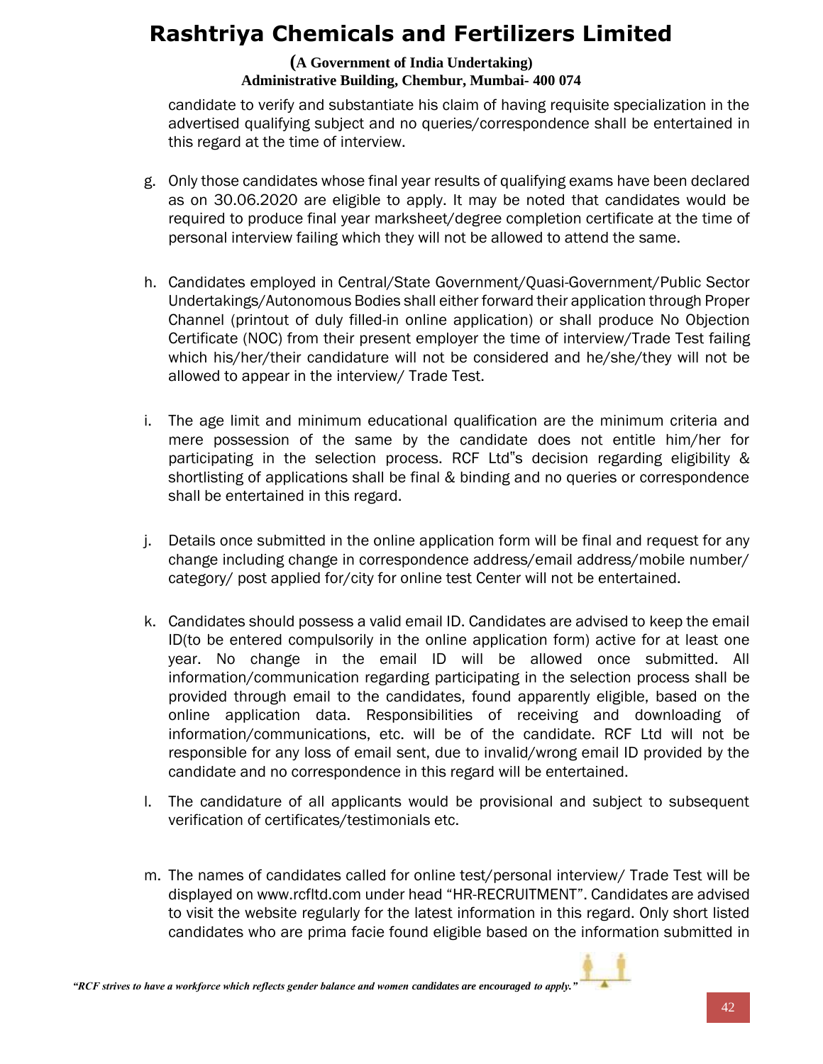candidate to verify and substantiate his claim of having requisite specialization in the advertised qualifying subject and no queries/correspondence shall be entertained in this regard at the time of interview.

g. Only those candidates whose final year results of qualifying exams have been declared as on 30.06.2020 are eligible to apply. It may be noted that candidates would be required to produce final year marksheet/degree completion certificate at the time of personal interview failing which they will not be allowed to attend the same.

h. Candidates employed in Central/State Government/Quasi-Government/Public Sector Undertakings/Autonomous Bodies shall either forward their application through Proper Channel (printout of duly filled-in online application) or shall produce No Objection Certificate (NOC) from their present employer the time of interview/Trade Test failing which his/her/their candidature will not be considered and he/she/they will not be allowed to appear in the interview/ Trade Test.

i. The age limit and minimum educational qualification are the minimum criteria and mere possession of the same by the candidate does not entitle him/her for participating in the selection process. RCF Ltd"s decision regarding eligibility & shortlisting of applications shall be final & binding and no queries or correspondence shall be entertained in this regard.

j. Details once submitted in the online application form will be final and request for any change including change in correspondence address/email address/mobile number/ category/ post applied for/city for online test Center will not be entertained.

k. Candidates should possess a valid email ID. Candidates are advised to keep the email ID(to be entered compulsorily in the online application form) active for at least one year. No change in the email ID will be allowed once submitted. All information/communication regarding participating in the selection process shall be provided through email to the candidates, found apparently eligible, based on the online application data. Responsibilities of receiving and downloading of information/communications, etc. will be of the candidate. RCF Ltd will not be responsible for any loss of email sent, due to invalid/wrong email ID provided by the candidate and no correspondence in this regard will be entertained.

l. The candidature of all applicants would be provisional and subject to subsequent verification of certificates/testimonials etc.

m. The names of candidates called for online test/personal interview/ Trade Test will be displayed on www.rcfltd.com under head "HR-RECRUITMENT". Candidates are advised to visit the website regularly for the latest information in this regard. Only short listed candidates who are prima facie found eligible based on the information submitted in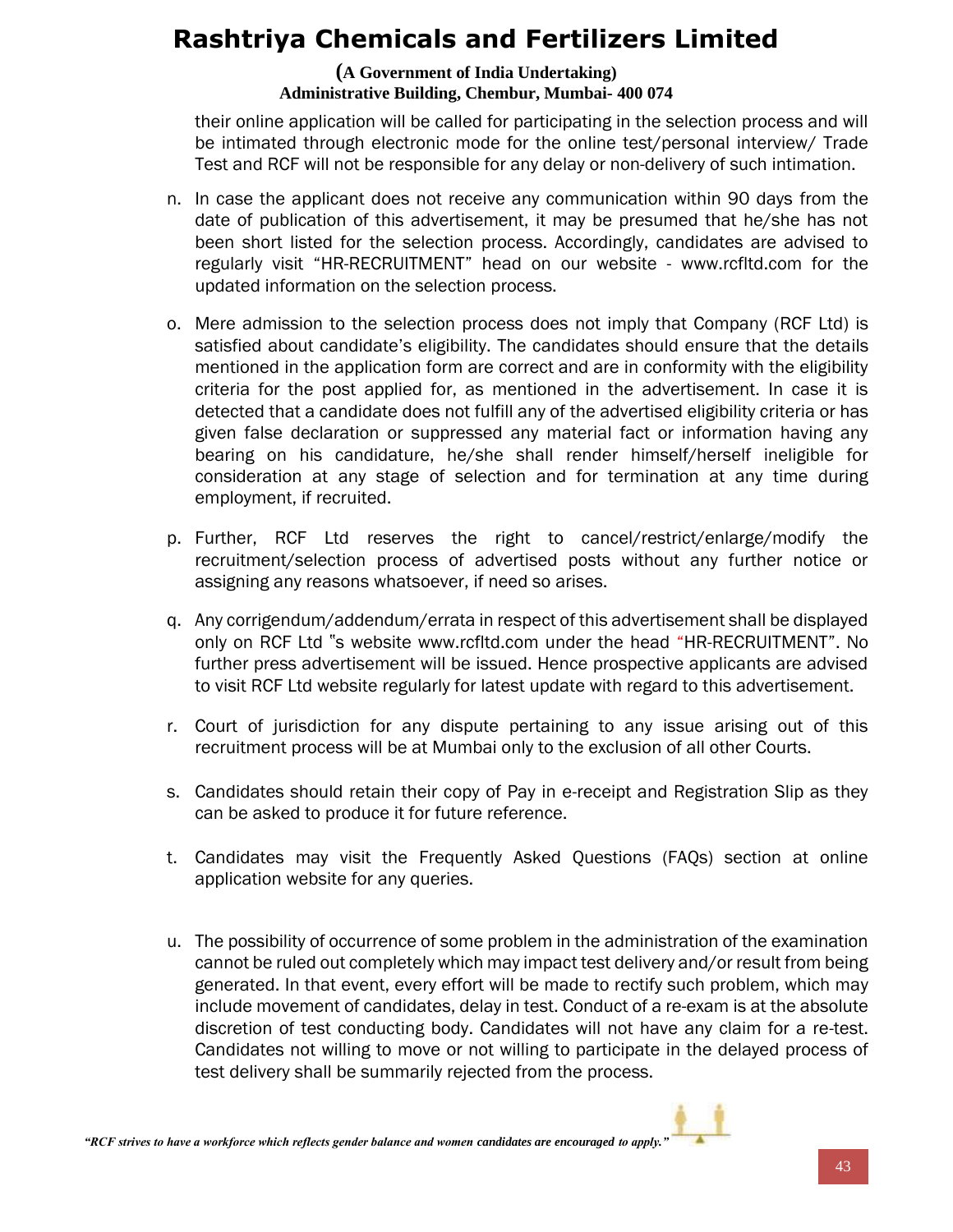their online application will be called for participating in the selection process and will be intimated through electronic mode for the online test/personal interview/ Trade Test and RCF will not be responsible for any delay or non-delivery of such intimation.

n. In case the applicant does not receive any communication within 90 days from the date of publication of this advertisement, it may be presumed that he/she has not been short listed for the selection process. Accordingly, candidates are advised to regularly visit "HR-RECRUITMENT" head on our website - www.rcfltd.com for the updated information on the selection process.

o. Mere admission to the selection process does not imply that Company (RCF Ltd) is satisfied about candidate's eligibility. The candidates should ensure that the details mentioned in the application form are correct and are in conformity with the eligibility criteria for the post applied for, as mentioned in the advertisement. In case it is detected that a candidate does not fulfill any of the advertised eligibility criteria or has given false declaration or suppressed any material fact or information having any bearing on his candidature, he/she shall render himself/herself ineligible for consideration at any stage of selection and for termination at any time during employment, if recruited.

p. Further, RCF Ltd reserves the right to cancel/restrict/enlarge/modify the recruitment/selection process of advertised posts without any further notice or assigning any reasons whatsoever, if need so arises.

q. Any corrigendum/addendum/errata in respect of this advertisement shall be displayed only on RCF Ltd "s website www.rcfltd.com under the head "HR-RECRUITMENT". No further press advertisement will be issued. Hence prospective applicants are advised to visit RCF Ltd website regularly for latest update with regard to this advertisement.

r. Court of jurisdiction for any dispute pertaining to any issue arising out of this recruitment process will be at Mumbai only to the exclusion of all other Courts.

s. Candidates should retain their copy of Pay in e-receipt and Registration Slip as they can be asked to produce it for future reference.

t. Candidates may visit the Frequently Asked Questions (FAQs) section at online application website for any queries.

u. The possibility of occurrence of some problem in the administration of the examination cannot be ruled out completely which may impact test delivery and/or result from being generated. In that event, every effort will be made to rectify such problem, which may include movement of candidates, delay in test. Conduct of a re-exam is at the absolute discretion of test conducting body. Candidates will not have any claim for a re-test. Candidates not willing to move or not willing to participate in the delayed process of test delivery shall be summarily rejected from the process.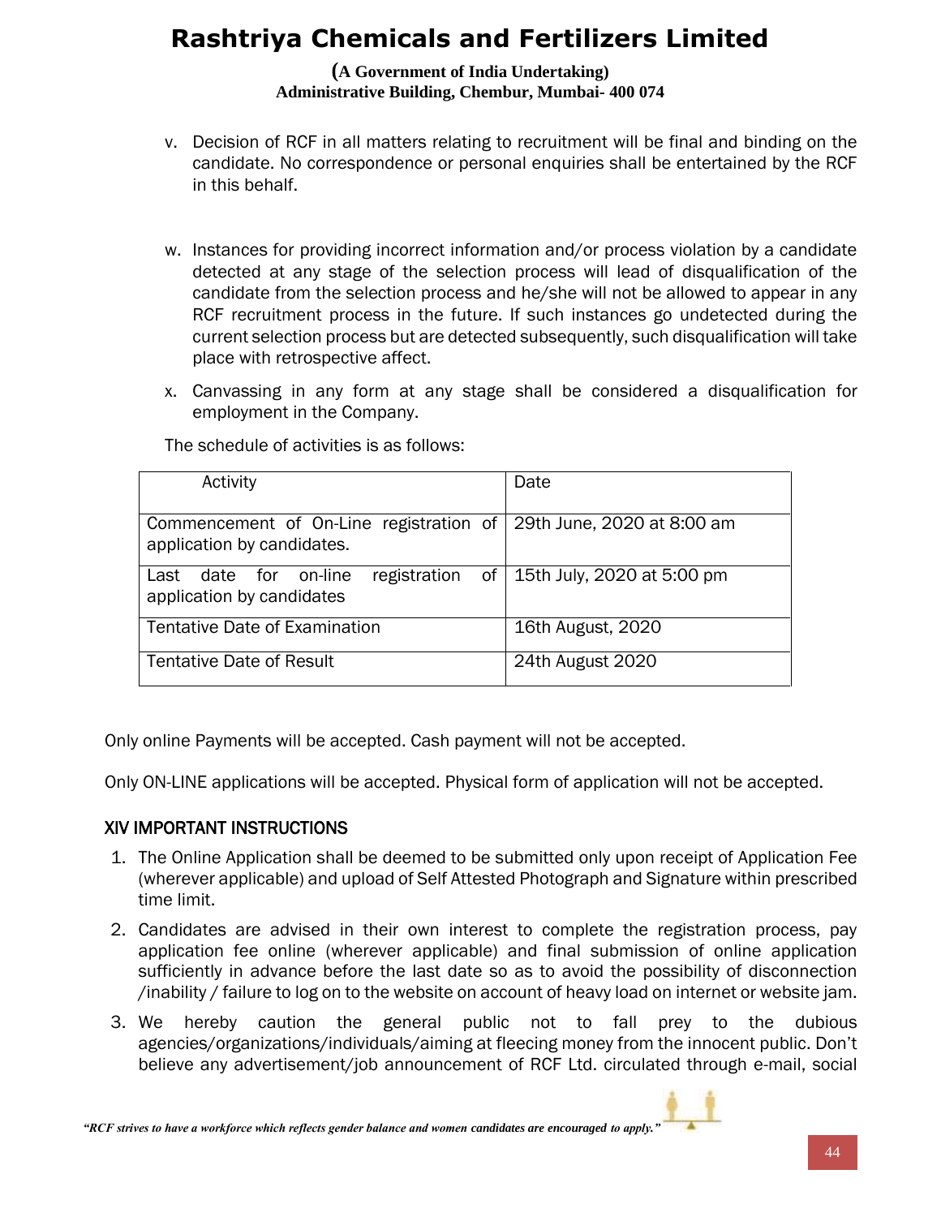v. Decision of RCF in all matters relating to recruitment will be final and binding on the candidate. No correspondence or personal enquiries shall be entertained by the RCF in this behalf.

w. Instances for providing incorrect information and/or process violation by a candidate detected at any stage of the selection process will lead of disqualification of the candidate from the selection process and he/she will not be allowed to appear in any RCF recruitment process in the future. If such instances go undetected during the current selection process but are detected subsequently, such disqualification will take place with retrospective affect.

x. Canvassing in any form at any stage shall be considered a disqualification for employment in the Company.

The schedule of activities is as follows:

| Activity | Date |
|---|---|
| Commencement of On-Line registration of application by candidates. | 29th June, 2020 at 8:00 am |
| Last date for on-line registration of application by candidates | 15th July, 2020 at 5:00 pm |
| Tentative Date of Examination | 16th August, 2020 |
| Tentative Date of Result | 24th August 2020 |

Only online Payments will be accepted. Cash payment will not be accepted.

Only ON-LINE applications will be accepted. Physical form of application will not be accepted.

## XIV IMPORTANT INSTRUCTIONS

1. The Online Application shall be deemed to be submitted only upon receipt of Application Fee (wherever applicable) and upload of Self Attested Photograph and Signature within prescribed time limit.
2. Candidates are advised in their own interest to complete the registration process, pay application fee online (wherever applicable) and final submission of online application sufficiently in advance before the last date so as to avoid the possibility of disconnection /inability / failure to log on to the website on account of heavy load on internet or website jam.
3. We hereby caution the general public not to fall prey to the dubious agencies/organizations/individuals/aiming at fleecing money from the innocent public. Don't believe any advertisement/job announcement of RCF Ltd. circulated through e-mail, social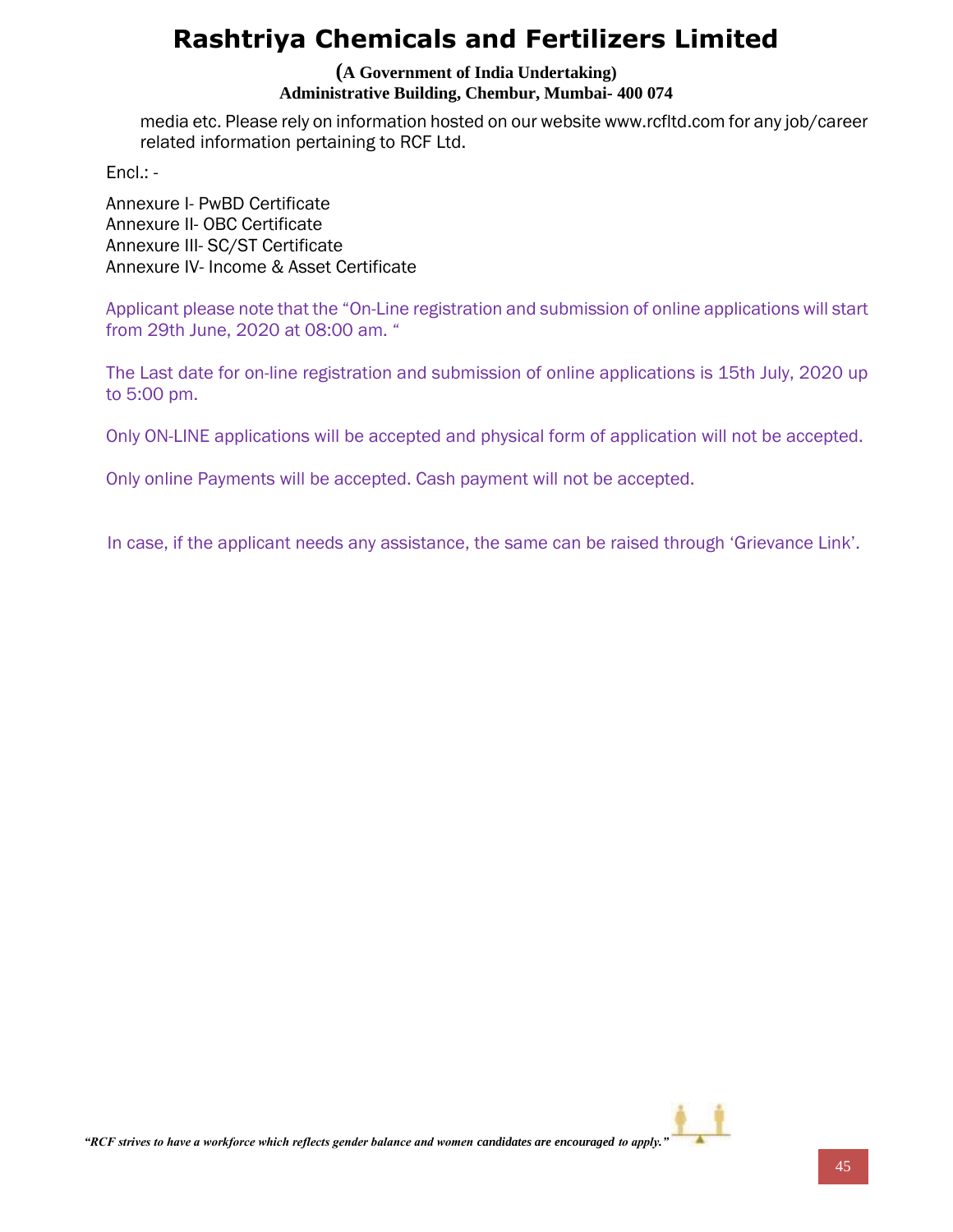media etc. Please rely on information hosted on our website www.rcfltd.com for any job/career related information pertaining to RCF Ltd.

Encl.: -

Annexure I- PwBD Certificate
Annexure II- OBC Certificate
Annexure III- SC/ST Certificate
Annexure IV- Income & Asset Certificate

Applicant please note that the "On-Line registration and submission of online applications will start from 29th June, 2020 at 08:00 am. "

The Last date for on-line registration and submission of online applications is 15th July, 2020 up to 5:00 pm.

Only ON-LINE applications will be accepted and physical form of application will not be accepted.

Only online Payments will be accepted. Cash payment will not be accepted.

In case, if the applicant needs any assistance, the same can be raised through 'Grievance Link'.